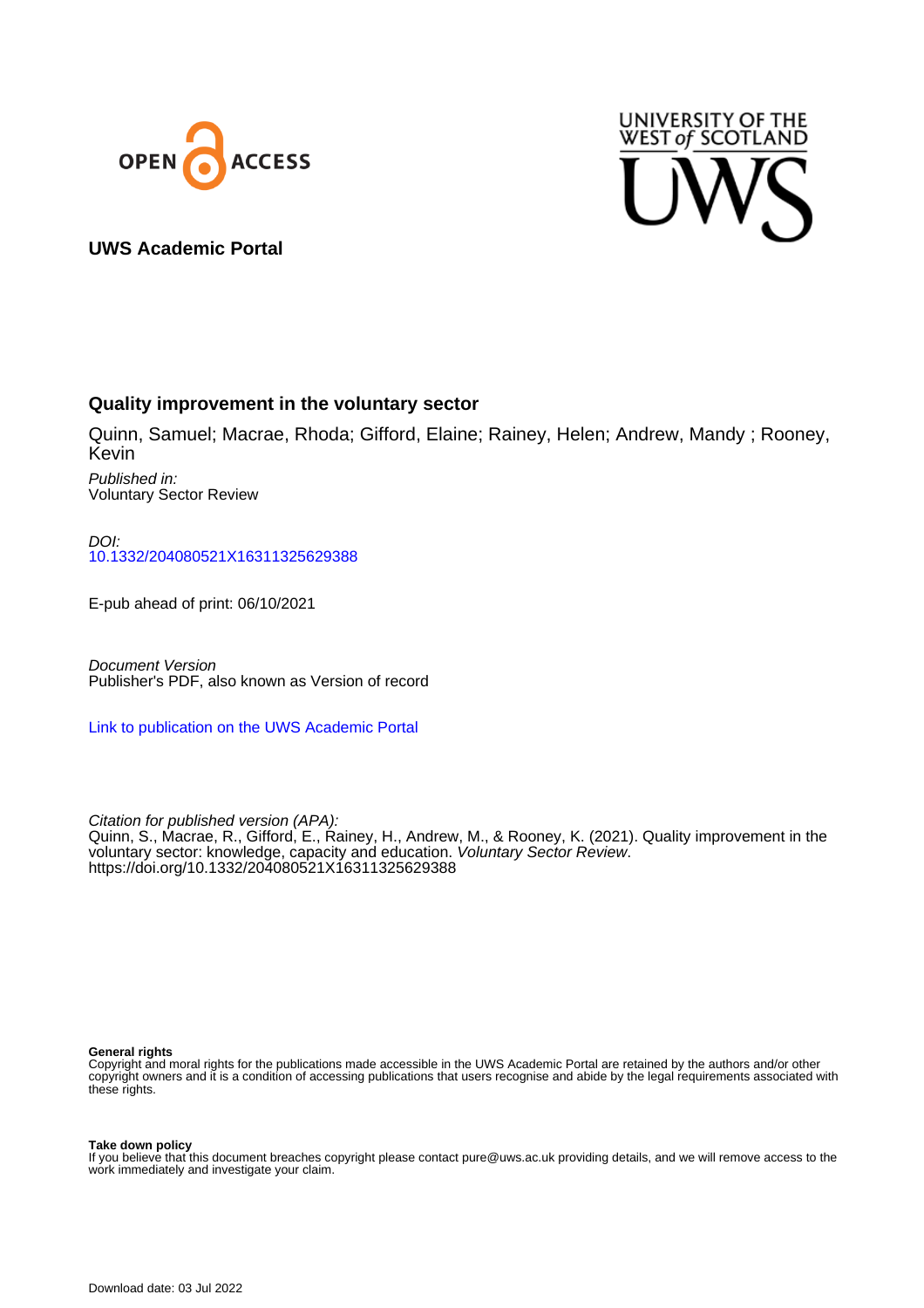**UWS Academic Portal**

## Quality improvement in the voluntary sector

Quinn, Samuel; Macrae, Rhoda; Gifford, Elaine; Rainey, Helen; Andrew, Mandy ; Rooney, Kevin

*Published in:*
Voluntary Sector Review

*DOI:*
10.1332/204080521X16311325629388

E-pub ahead of print: 06/10/2021

*Document Version*
Publisher's PDF, also known as Version of record

Link to publication on the UWS Academic Portal

*Citation for published version (APA):*
Quinn, S., Macrae, R., Gifford, E., Rainey, H., Andrew, M., & Rooney, K. (2021). Quality improvement in the voluntary sector: knowledge, capacity and education. *Voluntary Sector Review*. https://doi.org/10.1332/204080521X16311325629388

**General rights**
Copyright and moral rights for the publications made accessible in the UWS Academic Portal are retained by the authors and/or other copyright owners and it is a condition of accessing publications that users recognise and abide by the legal requirements associated with these rights.

**Take down policy**
If you believe that this document breaches copyright please contact pure@uws.ac.uk providing details, and we will remove access to the work immediately and investigate your claim.

Download date: 03 Jul 2022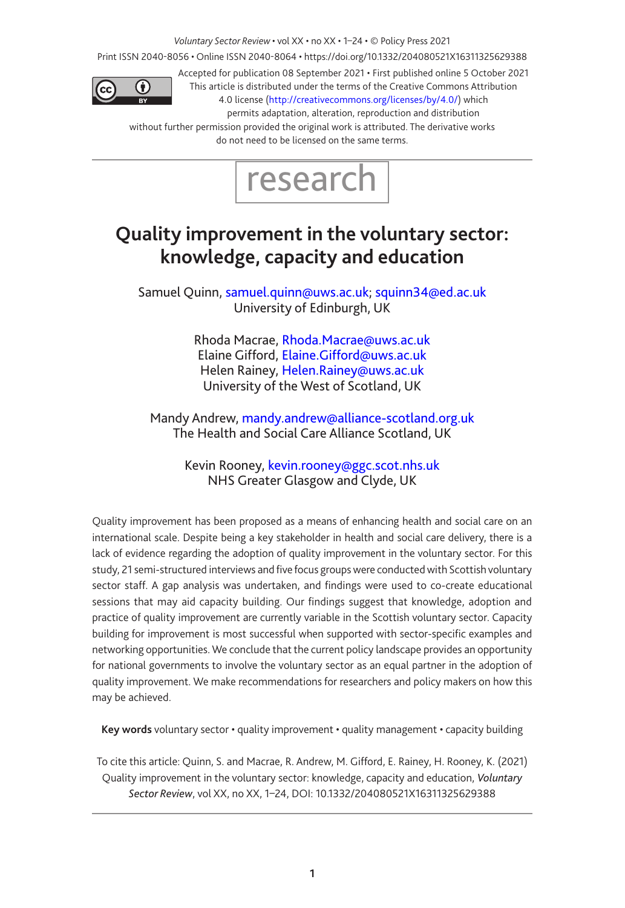*Voluntary Sector Review* • vol XX • no XX • 1–24 • © Policy Press 2021

Print ISSN 2040-8056 • Online ISSN 2040-8064 • https://doi.org/10.1332/204080521X16311325629388

Accepted for publication 08 September 2021 • First published online 5 October 2021

This article is distributed under the terms of the Creative Commons Attribution 4.0 license (http://creativecommons.org/licenses/by/4.0/) which permits adaptation, alteration, reproduction and distribution without further permission provided the original work is attributed. The derivative works do not need to be licensed on the same terms.

research

# Quality improvement in the voluntary sector: knowledge, capacity and education

Samuel Quinn, samuel.quinn@uws.ac.uk; squinn34@ed.ac.uk
University of Edinburgh, UK

Rhoda Macrae, Rhoda.Macrae@uws.ac.uk
Elaine Gifford, Elaine.Gifford@uws.ac.uk
Helen Rainey, Helen.Rainey@uws.ac.uk
University of the West of Scotland, UK

Mandy Andrew, mandy.andrew@alliance-scotland.org.uk
The Health and Social Care Alliance Scotland, UK

Kevin Rooney, kevin.rooney@ggc.scot.nhs.uk
NHS Greater Glasgow and Clyde, UK

Quality improvement has been proposed as a means of enhancing health and social care on an international scale. Despite being a key stakeholder in health and social care delivery, there is a lack of evidence regarding the adoption of quality improvement in the voluntary sector. For this study, 21 semi-structured interviews and five focus groups were conducted with Scottish voluntary sector staff. A gap analysis was undertaken, and findings were used to co-create educational sessions that may aid capacity building. Our findings suggest that knowledge, adoption and practice of quality improvement are currently variable in the Scottish voluntary sector. Capacity building for improvement is most successful when supported with sector-specific examples and networking opportunities. We conclude that the current policy landscape provides an opportunity for national governments to involve the voluntary sector as an equal partner in the adoption of quality improvement. We make recommendations for researchers and policy makers on how this may be achieved.

**Key words** voluntary sector • quality improvement • quality management • capacity building

To cite this article: Quinn, S. and Macrae, R. Andrew, M. Gifford, E. Rainey, H. Rooney, K. (2021) Quality improvement in the voluntary sector: knowledge, capacity and education, *Voluntary Sector Review*, vol XX, no XX, 1–24, DOI: 10.1332/204080521X16311325629388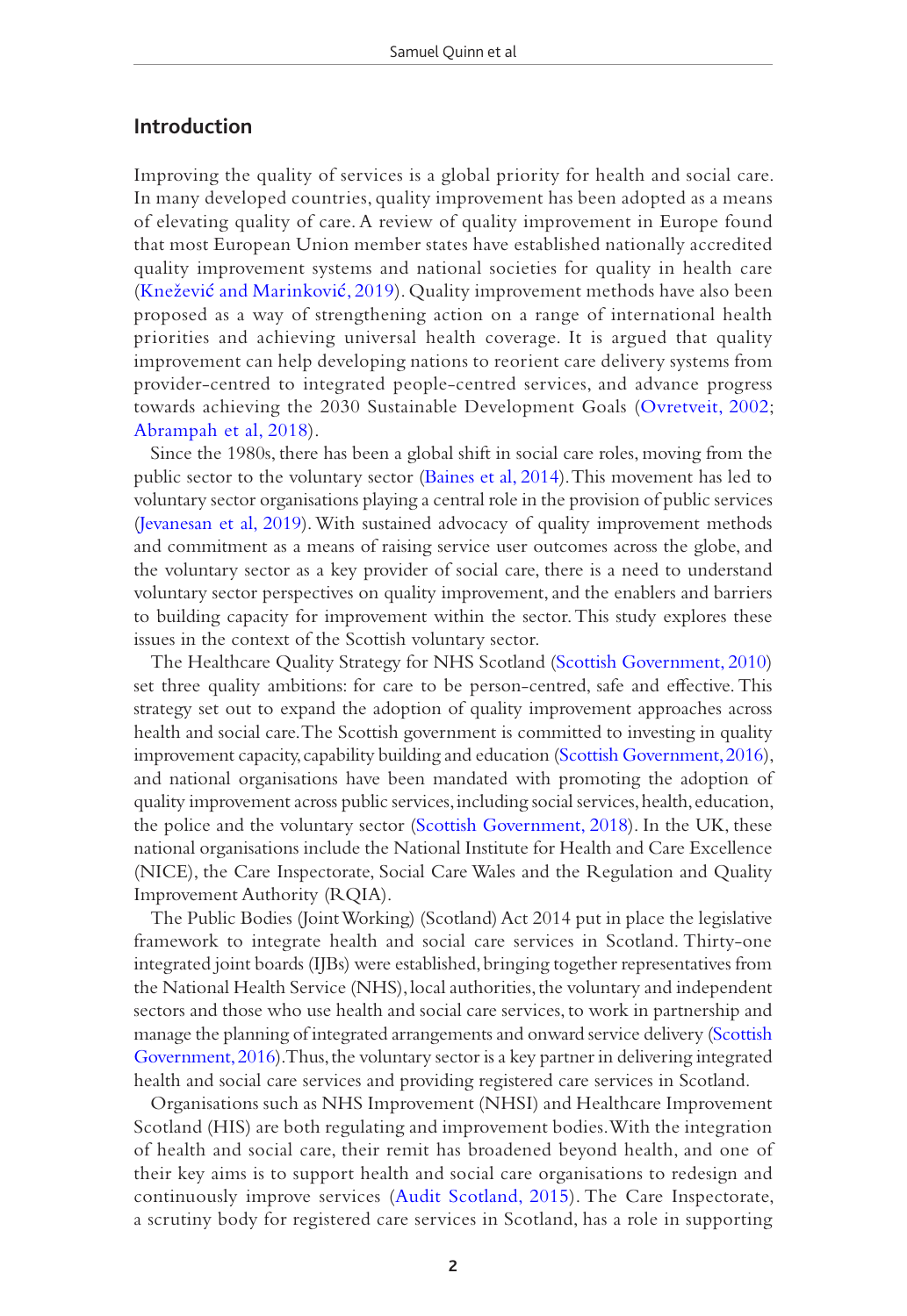## Introduction

Improving the quality of services is a global priority for health and social care. In many developed countries, quality improvement has been adopted as a means of elevating quality of care. A review of quality improvement in Europe found that most European Union member states have established nationally accredited quality improvement systems and national societies for quality in health care (Knežević and Marinković, 2019). Quality improvement methods have also been proposed as a way of strengthening action on a range of international health priorities and achieving universal health coverage. It is argued that quality improvement can help developing nations to reorient care delivery systems from provider-centred to integrated people-centred services, and advance progress towards achieving the 2030 Sustainable Development Goals (Ovretveit, 2002; Abrampah et al, 2018).

Since the 1980s, there has been a global shift in social care roles, moving from the public sector to the voluntary sector (Baines et al, 2014). This movement has led to voluntary sector organisations playing a central role in the provision of public services (Jevanesan et al, 2019). With sustained advocacy of quality improvement methods and commitment as a means of raising service user outcomes across the globe, and the voluntary sector as a key provider of social care, there is a need to understand voluntary sector perspectives on quality improvement, and the enablers and barriers to building capacity for improvement within the sector. This study explores these issues in the context of the Scottish voluntary sector.

The Healthcare Quality Strategy for NHS Scotland (Scottish Government, 2010) set three quality ambitions: for care to be person-centred, safe and effective. This strategy set out to expand the adoption of quality improvement approaches across health and social care. The Scottish government is committed to investing in quality improvement capacity, capability building and education (Scottish Government, 2016), and national organisations have been mandated with promoting the adoption of quality improvement across public services, including social services, health, education, the police and the voluntary sector (Scottish Government, 2018). In the UK, these national organisations include the National Institute for Health and Care Excellence (NICE), the Care Inspectorate, Social Care Wales and the Regulation and Quality Improvement Authority (RQIA).

The Public Bodies (Joint Working) (Scotland) Act 2014 put in place the legislative framework to integrate health and social care services in Scotland. Thirty-one integrated joint boards (IJBs) were established, bringing together representatives from the National Health Service (NHS), local authorities, the voluntary and independent sectors and those who use health and social care services, to work in partnership and manage the planning of integrated arrangements and onward service delivery (Scottish Government, 2016). Thus, the voluntary sector is a key partner in delivering integrated health and social care services and providing registered care services in Scotland.

Organisations such as NHS Improvement (NHSI) and Healthcare Improvement Scotland (HIS) are both regulating and improvement bodies. With the integration of health and social care, their remit has broadened beyond health, and one of their key aims is to support health and social care organisations to redesign and continuously improve services (Audit Scotland, 2015). The Care Inspectorate, a scrutiny body for registered care services in Scotland, has a role in supporting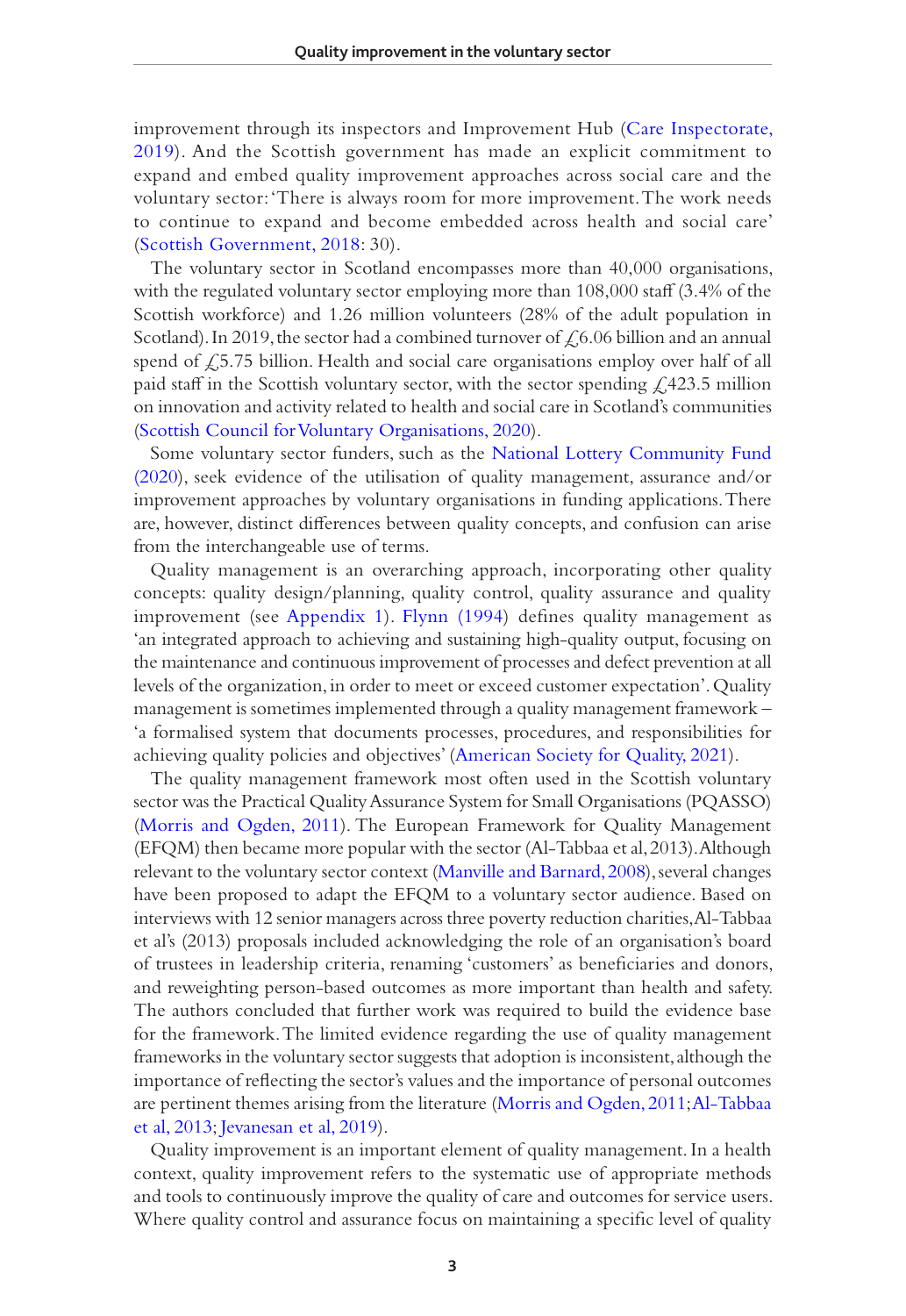improvement through its inspectors and Improvement Hub (Care Inspectorate, 2019). And the Scottish government has made an explicit commitment to expand and embed quality improvement approaches across social care and the voluntary sector: 'There is always room for more improvement. The work needs to continue to expand and become embedded across health and social care' (Scottish Government, 2018: 30).

The voluntary sector in Scotland encompasses more than 40,000 organisations, with the regulated voluntary sector employing more than 108,000 staff (3.4% of the Scottish workforce) and 1.26 million volunteers (28% of the adult population in Scotland). In 2019, the sector had a combined turnover of £6.06 billion and an annual spend of £5.75 billion. Health and social care organisations employ over half of all paid staff in the Scottish voluntary sector, with the sector spending £423.5 million on innovation and activity related to health and social care in Scotland's communities (Scottish Council for Voluntary Organisations, 2020).

Some voluntary sector funders, such as the National Lottery Community Fund (2020), seek evidence of the utilisation of quality management, assurance and/or improvement approaches by voluntary organisations in funding applications. There are, however, distinct differences between quality concepts, and confusion can arise from the interchangeable use of terms.

Quality management is an overarching approach, incorporating other quality concepts: quality design/planning, quality control, quality assurance and quality improvement (see Appendix 1). Flynn (1994) defines quality management as 'an integrated approach to achieving and sustaining high-quality output, focusing on the maintenance and continuous improvement of processes and defect prevention at all levels of the organization, in order to meet or exceed customer expectation'. Quality management is sometimes implemented through a quality management framework – 'a formalised system that documents processes, procedures, and responsibilities for achieving quality policies and objectives' (American Society for Quality, 2021).

The quality management framework most often used in the Scottish voluntary sector was the Practical Quality Assurance System for Small Organisations (PQASSO) (Morris and Ogden, 2011). The European Framework for Quality Management (EFQM) then became more popular with the sector (Al-Tabbaa et al, 2013). Although relevant to the voluntary sector context (Manville and Barnard, 2008), several changes have been proposed to adapt the EFQM to a voluntary sector audience. Based on interviews with 12 senior managers across three poverty reduction charities, Al-Tabbaa et al's (2013) proposals included acknowledging the role of an organisation's board of trustees in leadership criteria, renaming 'customers' as beneficiaries and donors, and reweighting person-based outcomes as more important than health and safety. The authors concluded that further work was required to build the evidence base for the framework. The limited evidence regarding the use of quality management frameworks in the voluntary sector suggests that adoption is inconsistent, although the importance of reflecting the sector's values and the importance of personal outcomes are pertinent themes arising from the literature (Morris and Ogden, 2011; Al-Tabbaa et al, 2013; Jevanesan et al, 2019).

Quality improvement is an important element of quality management. In a health context, quality improvement refers to the systematic use of appropriate methods and tools to continuously improve the quality of care and outcomes for service users. Where quality control and assurance focus on maintaining a specific level of quality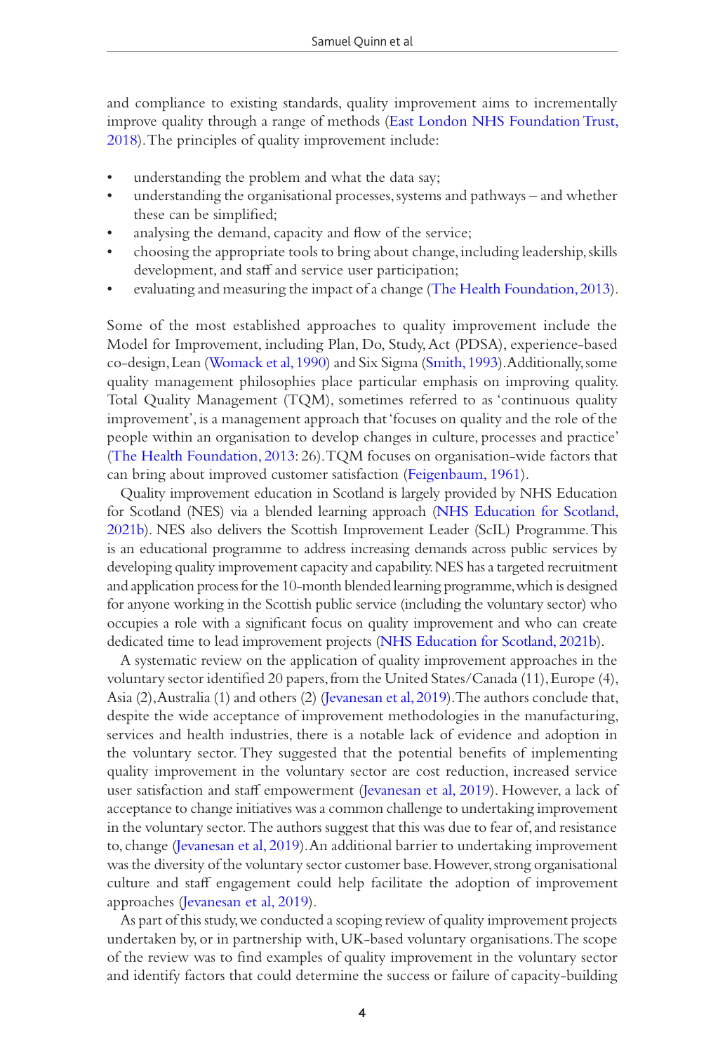and compliance to existing standards, quality improvement aims to incrementally improve quality through a range of methods (East London NHS Foundation Trust, 2018). The principles of quality improvement include:

- understanding the problem and what the data say;
- understanding the organisational processes, systems and pathways – and whether these can be simplified;
- analysing the demand, capacity and flow of the service;
- choosing the appropriate tools to bring about change, including leadership, skills development, and staff and service user participation;
- evaluating and measuring the impact of a change (The Health Foundation, 2013).

Some of the most established approaches to quality improvement include the Model for Improvement, including Plan, Do, Study, Act (PDSA), experience-based co-design, Lean (Womack et al, 1990) and Six Sigma (Smith, 1993). Additionally, some quality management philosophies place particular emphasis on improving quality. Total Quality Management (TQM), sometimes referred to as 'continuous quality improvement', is a management approach that 'focuses on quality and the role of the people within an organisation to develop changes in culture, processes and practice' (The Health Foundation, 2013: 26). TQM focuses on organisation-wide factors that can bring about improved customer satisfaction (Feigenbaum, 1961).

Quality improvement education in Scotland is largely provided by NHS Education for Scotland (NES) via a blended learning approach (NHS Education for Scotland, 2021b). NES also delivers the Scottish Improvement Leader (ScIL) Programme. This is an educational programme to address increasing demands across public services by developing quality improvement capacity and capability. NES has a targeted recruitment and application process for the 10-month blended learning programme, which is designed for anyone working in the Scottish public service (including the voluntary sector) who occupies a role with a significant focus on quality improvement and who can create dedicated time to lead improvement projects (NHS Education for Scotland, 2021b).

A systematic review on the application of quality improvement approaches in the voluntary sector identified 20 papers, from the United States/Canada (11), Europe (4), Asia (2), Australia (1) and others (2) (Jevanesan et al, 2019). The authors conclude that, despite the wide acceptance of improvement methodologies in the manufacturing, services and health industries, there is a notable lack of evidence and adoption in the voluntary sector. They suggested that the potential benefits of implementing quality improvement in the voluntary sector are cost reduction, increased service user satisfaction and staff empowerment (Jevanesan et al, 2019). However, a lack of acceptance to change initiatives was a common challenge to undertaking improvement in the voluntary sector. The authors suggest that this was due to fear of, and resistance to, change (Jevanesan et al, 2019). An additional barrier to undertaking improvement was the diversity of the voluntary sector customer base. However, strong organisational culture and staff engagement could help facilitate the adoption of improvement approaches (Jevanesan et al, 2019).

As part of this study, we conducted a scoping review of quality improvement projects undertaken by, or in partnership with, UK-based voluntary organisations. The scope of the review was to find examples of quality improvement in the voluntary sector and identify factors that could determine the success or failure of capacity-building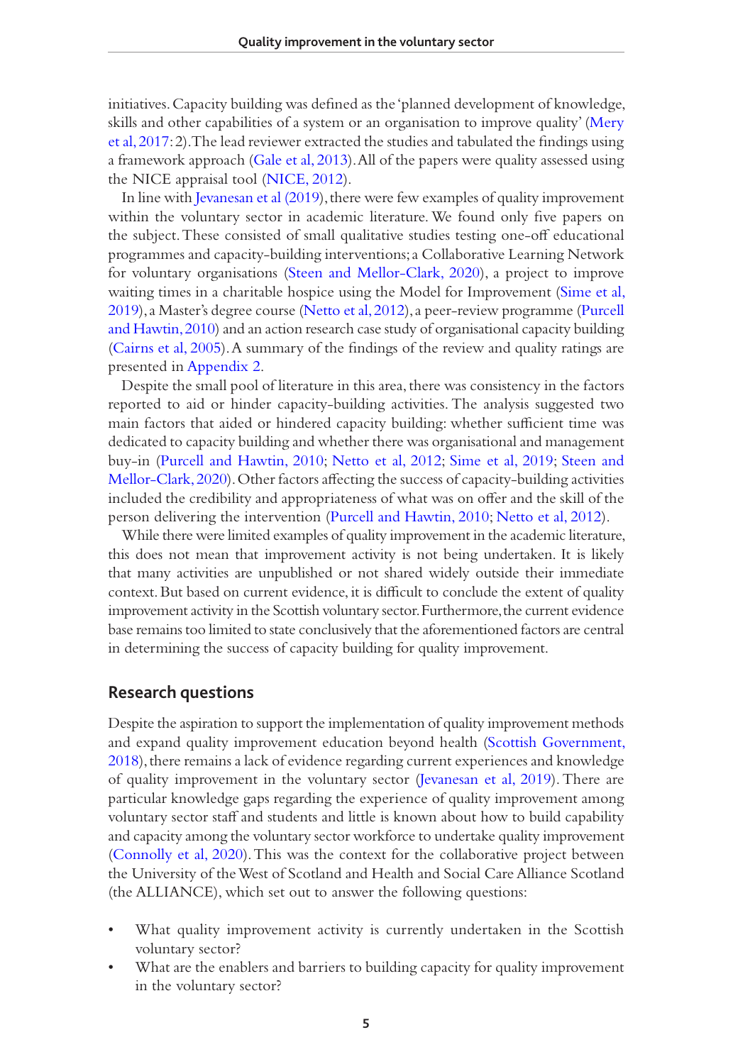initiatives. Capacity building was defined as the 'planned development of knowledge, skills and other capabilities of a system or an organisation to improve quality' (Mery et al, 2017: 2). The lead reviewer extracted the studies and tabulated the findings using a framework approach (Gale et al, 2013). All of the papers were quality assessed using the NICE appraisal tool (NICE, 2012).

In line with Jevanesan et al (2019), there were few examples of quality improvement within the voluntary sector in academic literature. We found only five papers on the subject. These consisted of small qualitative studies testing one-off educational programmes and capacity-building interventions; a Collaborative Learning Network for voluntary organisations (Steen and Mellor-Clark, 2020), a project to improve waiting times in a charitable hospice using the Model for Improvement (Sime et al, 2019), a Master's degree course (Netto et al, 2012), a peer-review programme (Purcell and Hawtin, 2010) and an action research case study of organisational capacity building (Cairns et al, 2005). A summary of the findings of the review and quality ratings are presented in Appendix 2.

Despite the small pool of literature in this area, there was consistency in the factors reported to aid or hinder capacity-building activities. The analysis suggested two main factors that aided or hindered capacity building: whether sufficient time was dedicated to capacity building and whether there was organisational and management buy-in (Purcell and Hawtin, 2010; Netto et al, 2012; Sime et al, 2019; Steen and Mellor-Clark, 2020). Other factors affecting the success of capacity-building activities included the credibility and appropriateness of what was on offer and the skill of the person delivering the intervention (Purcell and Hawtin, 2010; Netto et al, 2012).

While there were limited examples of quality improvement in the academic literature, this does not mean that improvement activity is not being undertaken. It is likely that many activities are unpublished or not shared widely outside their immediate context. But based on current evidence, it is difficult to conclude the extent of quality improvement activity in the Scottish voluntary sector. Furthermore, the current evidence base remains too limited to state conclusively that the aforementioned factors are central in determining the success of capacity building for quality improvement.

## Research questions

Despite the aspiration to support the implementation of quality improvement methods and expand quality improvement education beyond health (Scottish Government, 2018), there remains a lack of evidence regarding current experiences and knowledge of quality improvement in the voluntary sector (Jevanesan et al, 2019). There are particular knowledge gaps regarding the experience of quality improvement among voluntary sector staff and students and little is known about how to build capability and capacity among the voluntary sector workforce to undertake quality improvement (Connolly et al, 2020). This was the context for the collaborative project between the University of the West of Scotland and Health and Social Care Alliance Scotland (the ALLIANCE), which set out to answer the following questions:

- What quality improvement activity is currently undertaken in the Scottish voluntary sector?
- What are the enablers and barriers to building capacity for quality improvement in the voluntary sector?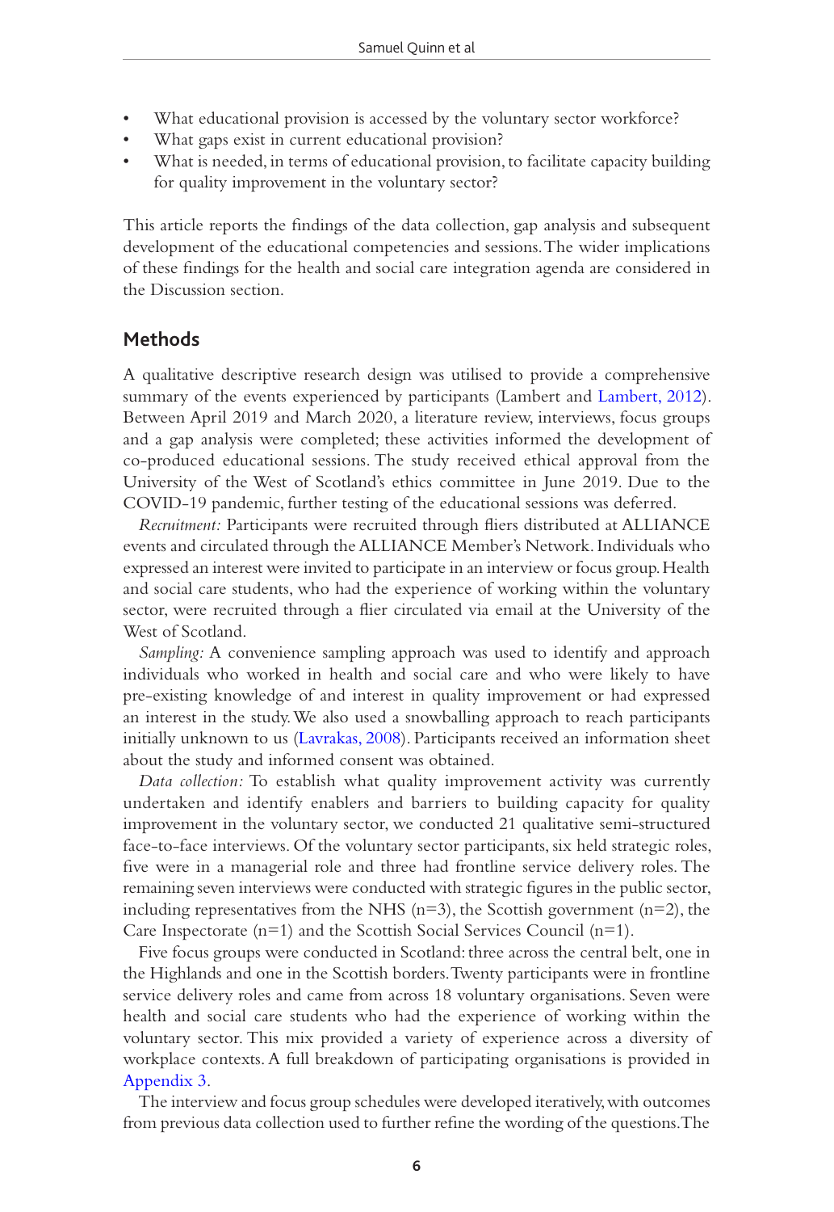- What educational provision is accessed by the voluntary sector workforce?
- What gaps exist in current educational provision?
- What is needed, in terms of educational provision, to facilitate capacity building for quality improvement in the voluntary sector?

This article reports the findings of the data collection, gap analysis and subsequent development of the educational competencies and sessions. The wider implications of these findings for the health and social care integration agenda are considered in the Discussion section.

## Methods

A qualitative descriptive research design was utilised to provide a comprehensive summary of the events experienced by participants (Lambert and Lambert, 2012). Between April 2019 and March 2020, a literature review, interviews, focus groups and a gap analysis were completed; these activities informed the development of co-produced educational sessions. The study received ethical approval from the University of the West of Scotland's ethics committee in June 2019. Due to the COVID-19 pandemic, further testing of the educational sessions was deferred.

*Recruitment:* Participants were recruited through fliers distributed at ALLIANCE events and circulated through the ALLIANCE Member's Network. Individuals who expressed an interest were invited to participate in an interview or focus group. Health and social care students, who had the experience of working within the voluntary sector, were recruited through a flier circulated via email at the University of the West of Scotland.

*Sampling:* A convenience sampling approach was used to identify and approach individuals who worked in health and social care and who were likely to have pre-existing knowledge of and interest in quality improvement or had expressed an interest in the study. We also used a snowballing approach to reach participants initially unknown to us (Lavrakas, 2008). Participants received an information sheet about the study and informed consent was obtained.

*Data collection:* To establish what quality improvement activity was currently undertaken and identify enablers and barriers to building capacity for quality improvement in the voluntary sector, we conducted 21 qualitative semi-structured face-to-face interviews. Of the voluntary sector participants, six held strategic roles, five were in a managerial role and three had frontline service delivery roles. The remaining seven interviews were conducted with strategic figures in the public sector, including representatives from the NHS (n=3), the Scottish government (n=2), the Care Inspectorate (n=1) and the Scottish Social Services Council (n=1).

Five focus groups were conducted in Scotland: three across the central belt, one in the Highlands and one in the Scottish borders. Twenty participants were in frontline service delivery roles and came from across 18 voluntary organisations. Seven were health and social care students who had the experience of working within the voluntary sector. This mix provided a variety of experience across a diversity of workplace contexts. A full breakdown of participating organisations is provided in Appendix 3.

The interview and focus group schedules were developed iteratively, with outcomes from previous data collection used to further refine the wording of the questions. The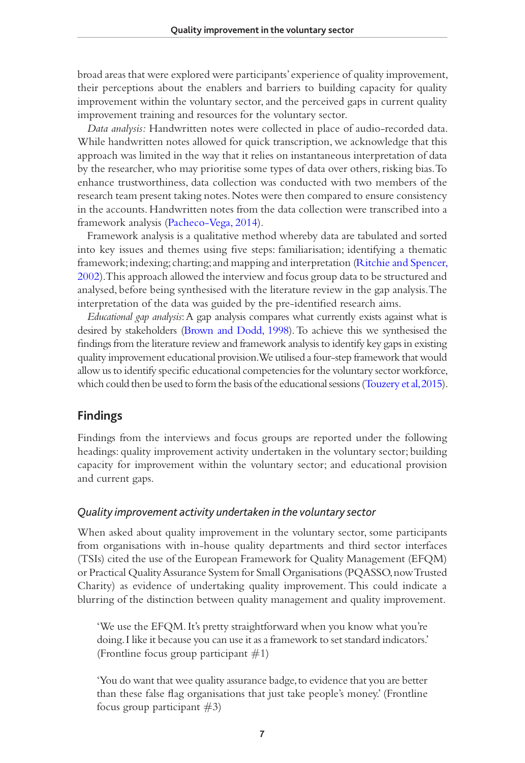broad areas that were explored were participants' experience of quality improvement, their perceptions about the enablers and barriers to building capacity for quality improvement within the voluntary sector, and the perceived gaps in current quality improvement training and resources for the voluntary sector.

*Data analysis:* Handwritten notes were collected in place of audio-recorded data. While handwritten notes allowed for quick transcription, we acknowledge that this approach was limited in the way that it relies on instantaneous interpretation of data by the researcher, who may prioritise some types of data over others, risking bias. To enhance trustworthiness, data collection was conducted with two members of the research team present taking notes. Notes were then compared to ensure consistency in the accounts. Handwritten notes from the data collection were transcribed into a framework analysis (Pacheco-Vega, 2014).

Framework analysis is a qualitative method whereby data are tabulated and sorted into key issues and themes using five steps: familiarisation; identifying a thematic framework; indexing; charting; and mapping and interpretation (Ritchie and Spencer, 2002). This approach allowed the interview and focus group data to be structured and analysed, before being synthesised with the literature review in the gap analysis. The interpretation of the data was guided by the pre-identified research aims.

*Educational gap analysis*: A gap analysis compares what currently exists against what is desired by stakeholders (Brown and Dodd, 1998). To achieve this we synthesised the findings from the literature review and framework analysis to identify key gaps in existing quality improvement educational provision. We utilised a four-step framework that would allow us to identify specific educational competencies for the voluntary sector workforce, which could then be used to form the basis of the educational sessions (Touzery et al, 2015).

## Findings

Findings from the interviews and focus groups are reported under the following headings: quality improvement activity undertaken in the voluntary sector; building capacity for improvement within the voluntary sector; and educational provision and current gaps.

### *Quality improvement activity undertaken in the voluntary sector*

When asked about quality improvement in the voluntary sector, some participants from organisations with in-house quality departments and third sector interfaces (TSIs) cited the use of the European Framework for Quality Management (EFQM) or Practical Quality Assurance System for Small Organisations (PQASSO, now Trusted Charity) as evidence of undertaking quality improvement. This could indicate a blurring of the distinction between quality management and quality improvement.

> 'We use the EFQM. It's pretty straightforward when you know what you're doing. I like it because you can use it as a framework to set standard indicators.' (Frontline focus group participant #1)

> 'You do want that wee quality assurance badge, to evidence that you are better than these false flag organisations that just take people's money.' (Frontline focus group participant #3)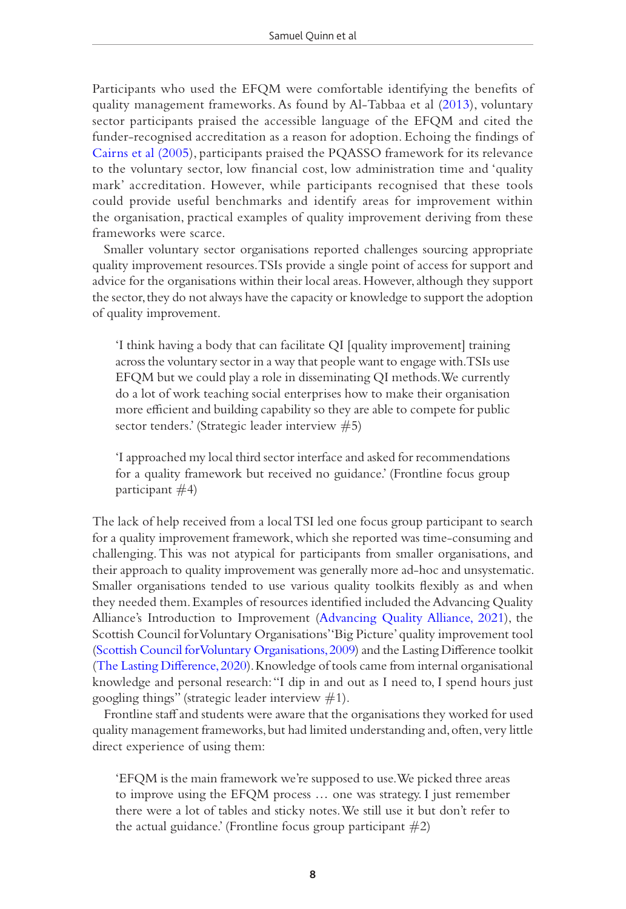Participants who used the EFQM were comfortable identifying the benefits of quality management frameworks. As found by Al-Tabbaa et al (2013), voluntary sector participants praised the accessible language of the EFQM and cited the funder-recognised accreditation as a reason for adoption. Echoing the findings of Cairns et al (2005), participants praised the PQASSO framework for its relevance to the voluntary sector, low financial cost, low administration time and 'quality mark' accreditation. However, while participants recognised that these tools could provide useful benchmarks and identify areas for improvement within the organisation, practical examples of quality improvement deriving from these frameworks were scarce.

Smaller voluntary sector organisations reported challenges sourcing appropriate quality improvement resources. TSIs provide a single point of access for support and advice for the organisations within their local areas. However, although they support the sector, they do not always have the capacity or knowledge to support the adoption of quality improvement.

> 'I think having a body that can facilitate QI [quality improvement] training across the voluntary sector in a way that people want to engage with. TSIs use EFQM but we could play a role in disseminating QI methods. We currently do a lot of work teaching social enterprises how to make their organisation more efficient and building capability so they are able to compete for public sector tenders.' (Strategic leader interview #5)

> 'I approached my local third sector interface and asked for recommendations for a quality framework but received no guidance.' (Frontline focus group participant #4)

The lack of help received from a local TSI led one focus group participant to search for a quality improvement framework, which she reported was time-consuming and challenging. This was not atypical for participants from smaller organisations, and their approach to quality improvement was generally more ad-hoc and unsystematic. Smaller organisations tended to use various quality toolkits flexibly as and when they needed them. Examples of resources identified included the Advancing Quality Alliance's Introduction to Improvement (Advancing Quality Alliance, 2021), the Scottish Council for Voluntary Organisations' 'Big Picture' quality improvement tool (Scottish Council for Voluntary Organisations, 2009) and the Lasting Difference toolkit (The Lasting Difference, 2020). Knowledge of tools came from internal organisational knowledge and personal research: "I dip in and out as I need to, I spend hours just googling things" (strategic leader interview #1).

Frontline staff and students were aware that the organisations they worked for used quality management frameworks, but had limited understanding and, often, very little direct experience of using them:

> 'EFQM is the main framework we're supposed to use. We picked three areas to improve using the EFQM process … one was strategy. I just remember there were a lot of tables and sticky notes. We still use it but don't refer to the actual guidance.' (Frontline focus group participant #2)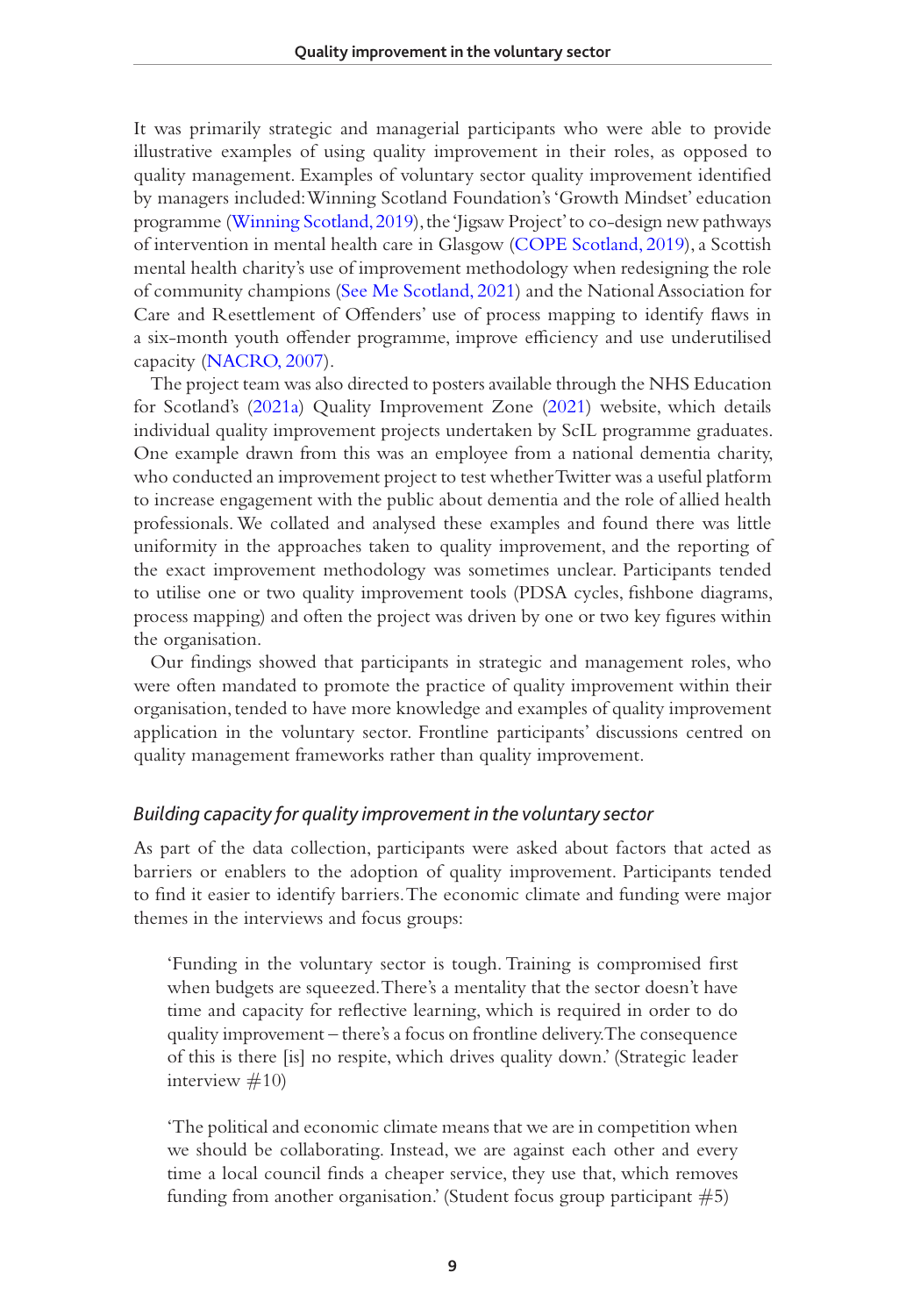It was primarily strategic and managerial participants who were able to provide illustrative examples of using quality improvement in their roles, as opposed to quality management. Examples of voluntary sector quality improvement identified by managers included: Winning Scotland Foundation's 'Growth Mindset' education programme (Winning Scotland, 2019), the 'Jigsaw Project' to co-design new pathways of intervention in mental health care in Glasgow (COPE Scotland, 2019), a Scottish mental health charity's use of improvement methodology when redesigning the role of community champions (See Me Scotland, 2021) and the National Association for Care and Resettlement of Offenders' use of process mapping to identify flaws in a six-month youth offender programme, improve efficiency and use underutilised capacity (NACRO, 2007).

The project team was also directed to posters available through the NHS Education for Scotland's (2021a) Quality Improvement Zone (2021) website, which details individual quality improvement projects undertaken by ScIL programme graduates. One example drawn from this was an employee from a national dementia charity, who conducted an improvement project to test whether Twitter was a useful platform to increase engagement with the public about dementia and the role of allied health professionals. We collated and analysed these examples and found there was little uniformity in the approaches taken to quality improvement, and the reporting of the exact improvement methodology was sometimes unclear. Participants tended to utilise one or two quality improvement tools (PDSA cycles, fishbone diagrams, process mapping) and often the project was driven by one or two key figures within the organisation.

Our findings showed that participants in strategic and management roles, who were often mandated to promote the practice of quality improvement within their organisation, tended to have more knowledge and examples of quality improvement application in the voluntary sector. Frontline participants' discussions centred on quality management frameworks rather than quality improvement.

### *Building capacity for quality improvement in the voluntary sector*

As part of the data collection, participants were asked about factors that acted as barriers or enablers to the adoption of quality improvement. Participants tended to find it easier to identify barriers. The economic climate and funding were major themes in the interviews and focus groups:

> 'Funding in the voluntary sector is tough. Training is compromised first when budgets are squeezed. There's a mentality that the sector doesn't have time and capacity for reflective learning, which is required in order to do quality improvement – there's a focus on frontline delivery. The consequence of this is there [is] no respite, which drives quality down.' (Strategic leader interview #10)

> 'The political and economic climate means that we are in competition when we should be collaborating. Instead, we are against each other and every time a local council finds a cheaper service, they use that, which removes funding from another organisation.' (Student focus group participant #5)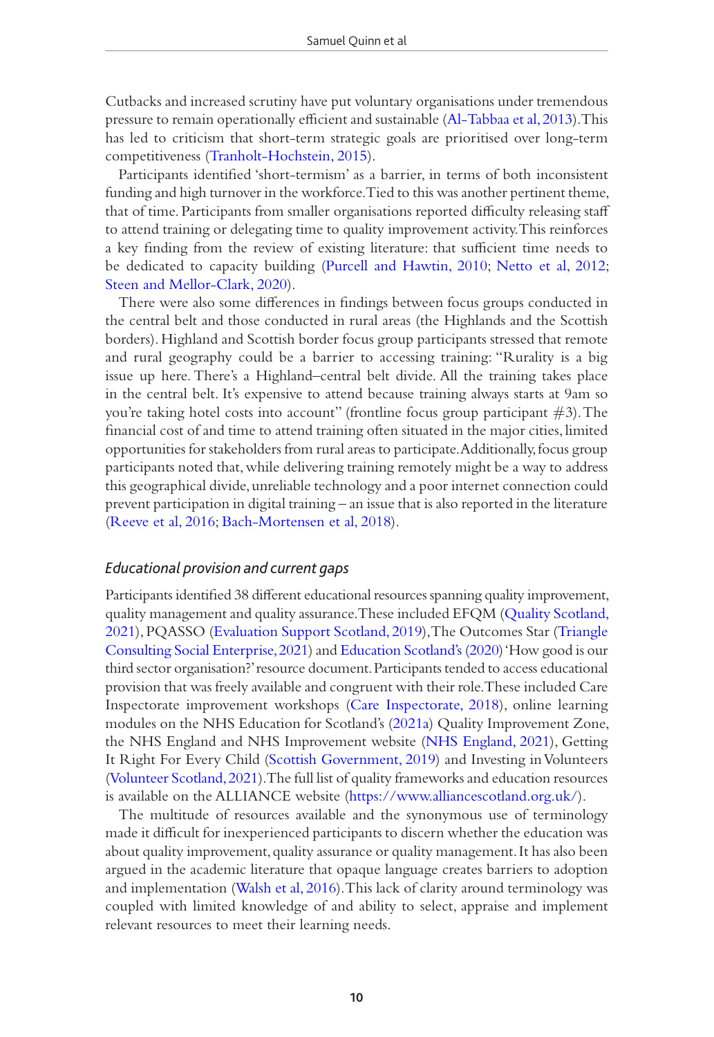Cutbacks and increased scrutiny have put voluntary organisations under tremendous pressure to remain operationally efficient and sustainable (Al-Tabbaa et al, 2013). This has led to criticism that short-term strategic goals are prioritised over long-term competitiveness (Tranholt-Hochstein, 2015).

Participants identified 'short-termism' as a barrier, in terms of both inconsistent funding and high turnover in the workforce. Tied to this was another pertinent theme, that of time. Participants from smaller organisations reported difficulty releasing staff to attend training or delegating time to quality improvement activity. This reinforces a key finding from the review of existing literature: that sufficient time needs to be dedicated to capacity building (Purcell and Hawtin, 2010; Netto et al, 2012; Steen and Mellor-Clark, 2020).

There were also some differences in findings between focus groups conducted in the central belt and those conducted in rural areas (the Highlands and the Scottish borders). Highland and Scottish border focus group participants stressed that remote and rural geography could be a barrier to accessing training: "Rurality is a big issue up here. There's a Highland–central belt divide. All the training takes place in the central belt. It's expensive to attend because training always starts at 9am so you're taking hotel costs into account" (frontline focus group participant #3). The financial cost of and time to attend training often situated in the major cities, limited opportunities for stakeholders from rural areas to participate. Additionally, focus group participants noted that, while delivering training remotely might be a way to address this geographical divide, unreliable technology and a poor internet connection could prevent participation in digital training – an issue that is also reported in the literature (Reeve et al, 2016; Bach-Mortensen et al, 2018).

### *Educational provision and current gaps*

Participants identified 38 different educational resources spanning quality improvement, quality management and quality assurance. These included EFQM (Quality Scotland, 2021), PQASSO (Evaluation Support Scotland, 2019), The Outcomes Star (Triangle Consulting Social Enterprise, 2021) and Education Scotland's (2020) 'How good is our third sector organisation?' resource document. Participants tended to access educational provision that was freely available and congruent with their role. These included Care Inspectorate improvement workshops (Care Inspectorate, 2018), online learning modules on the NHS Education for Scotland's (2021a) Quality Improvement Zone, the NHS England and NHS Improvement website (NHS England, 2021), Getting It Right For Every Child (Scottish Government, 2019) and Investing in Volunteers (Volunteer Scotland, 2021). The full list of quality frameworks and education resources is available on the ALLIANCE website (https://www.alliancescotland.org.uk/).

The multitude of resources available and the synonymous use of terminology made it difficult for inexperienced participants to discern whether the education was about quality improvement, quality assurance or quality management. It has also been argued in the academic literature that opaque language creates barriers to adoption and implementation (Walsh et al, 2016). This lack of clarity around terminology was coupled with limited knowledge of and ability to select, appraise and implement relevant resources to meet their learning needs.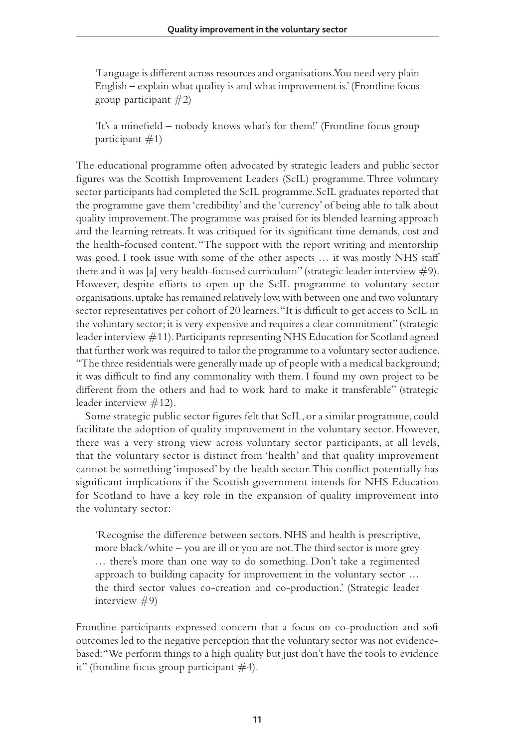> 'Language is different across resources and organisations. You need very plain English – explain what quality is and what improvement is.' (Frontline focus group participant #2)

> 'It's a minefield – nobody knows what's for them!' (Frontline focus group participant #1)

The educational programme often advocated by strategic leaders and public sector figures was the Scottish Improvement Leaders (ScIL) programme. Three voluntary sector participants had completed the ScIL programme. ScIL graduates reported that the programme gave them 'credibility' and the 'currency' of being able to talk about quality improvement. The programme was praised for its blended learning approach and the learning retreats. It was critiqued for its significant time demands, cost and the health-focused content. "The support with the report writing and mentorship was good. I took issue with some of the other aspects … it was mostly NHS staff there and it was [a] very health-focused curriculum" (strategic leader interview #9). However, despite efforts to open up the ScIL programme to voluntary sector organisations, uptake has remained relatively low, with between one and two voluntary sector representatives per cohort of 20 learners. "It is difficult to get access to ScIL in the voluntary sector; it is very expensive and requires a clear commitment" (strategic leader interview #11). Participants representing NHS Education for Scotland agreed that further work was required to tailor the programme to a voluntary sector audience. "The three residentials were generally made up of people with a medical background; it was difficult to find any commonality with them. I found my own project to be different from the others and had to work hard to make it transferable" (strategic leader interview #12).

Some strategic public sector figures felt that ScIL, or a similar programme, could facilitate the adoption of quality improvement in the voluntary sector. However, there was a very strong view across voluntary sector participants, at all levels, that the voluntary sector is distinct from 'health' and that quality improvement cannot be something 'imposed' by the health sector. This conflict potentially has significant implications if the Scottish government intends for NHS Education for Scotland to have a key role in the expansion of quality improvement into the voluntary sector:

> 'Recognise the difference between sectors. NHS and health is prescriptive, more black/white – you are ill or you are not. The third sector is more grey … there's more than one way to do something. Don't take a regimented approach to building capacity for improvement in the voluntary sector … the third sector values co-creation and co-production.' (Strategic leader interview #9)

Frontline participants expressed concern that a focus on co-production and soft outcomes led to the negative perception that the voluntary sector was not evidence-based: "We perform things to a high quality but just don't have the tools to evidence it" (frontline focus group participant #4).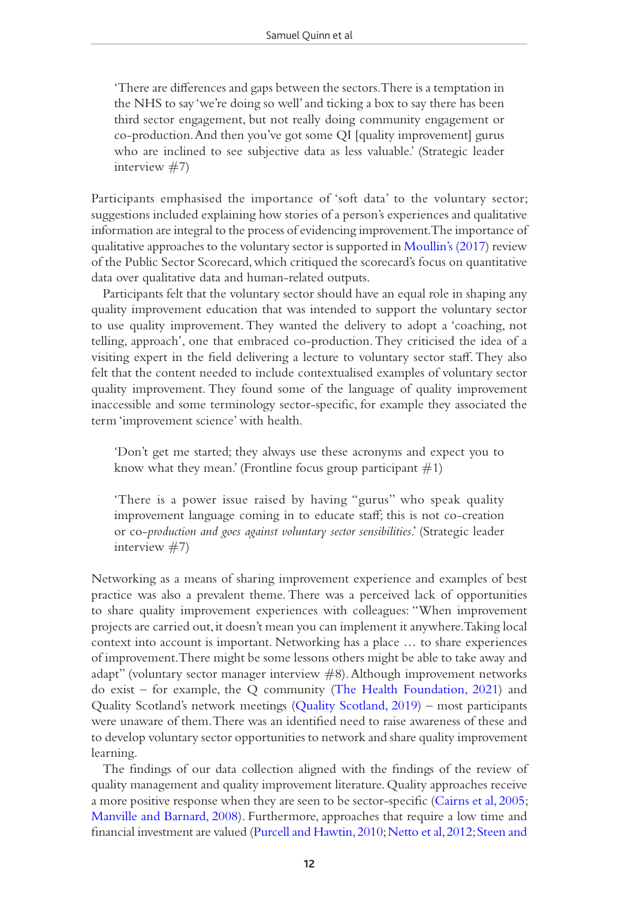> 'There are differences and gaps between the sectors. There is a temptation in the NHS to say 'we're doing so well' and ticking a box to say there has been third sector engagement, but not really doing community engagement or co-production. And then you've got some QI [quality improvement] gurus who are inclined to see subjective data as less valuable.' (Strategic leader interview #7)

Participants emphasised the importance of 'soft data' to the voluntary sector; suggestions included explaining how stories of a person's experiences and qualitative information are integral to the process of evidencing improvement. The importance of qualitative approaches to the voluntary sector is supported in Moullin's (2017) review of the Public Sector Scorecard, which critiqued the scorecard's focus on quantitative data over qualitative data and human-related outputs.

Participants felt that the voluntary sector should have an equal role in shaping any quality improvement education that was intended to support the voluntary sector to use quality improvement. They wanted the delivery to adopt a 'coaching, not telling, approach', one that embraced co-production. They criticised the idea of a visiting expert in the field delivering a lecture to voluntary sector staff. They also felt that the content needed to include contextualised examples of voluntary sector quality improvement. They found some of the language of quality improvement inaccessible and some terminology sector-specific, for example they associated the term 'improvement science' with health.

> 'Don't get me started; they always use these acronyms and expect you to know what they mean.' (Frontline focus group participant #1)

> 'There is a power issue raised by having "gurus" who speak quality improvement language coming in to educate staff; this is not co-creation or co-*production and goes against voluntary sector sensibilities*.' (Strategic leader interview #7)

Networking as a means of sharing improvement experience and examples of best practice was also a prevalent theme. There was a perceived lack of opportunities to share quality improvement experiences with colleagues: "When improvement projects are carried out, it doesn't mean you can implement it anywhere. Taking local context into account is important. Networking has a place … to share experiences of improvement. There might be some lessons others might be able to take away and adapt" (voluntary sector manager interview #8). Although improvement networks do exist – for example, the Q community (The Health Foundation, 2021) and Quality Scotland's network meetings (Quality Scotland, 2019) – most participants were unaware of them. There was an identified need to raise awareness of these and to develop voluntary sector opportunities to network and share quality improvement learning.

The findings of our data collection aligned with the findings of the review of quality management and quality improvement literature. Quality approaches receive a more positive response when they are seen to be sector-specific (Cairns et al, 2005; Manville and Barnard, 2008). Furthermore, approaches that require a low time and financial investment are valued (Purcell and Hawtin, 2010; Netto et al, 2012; Steen and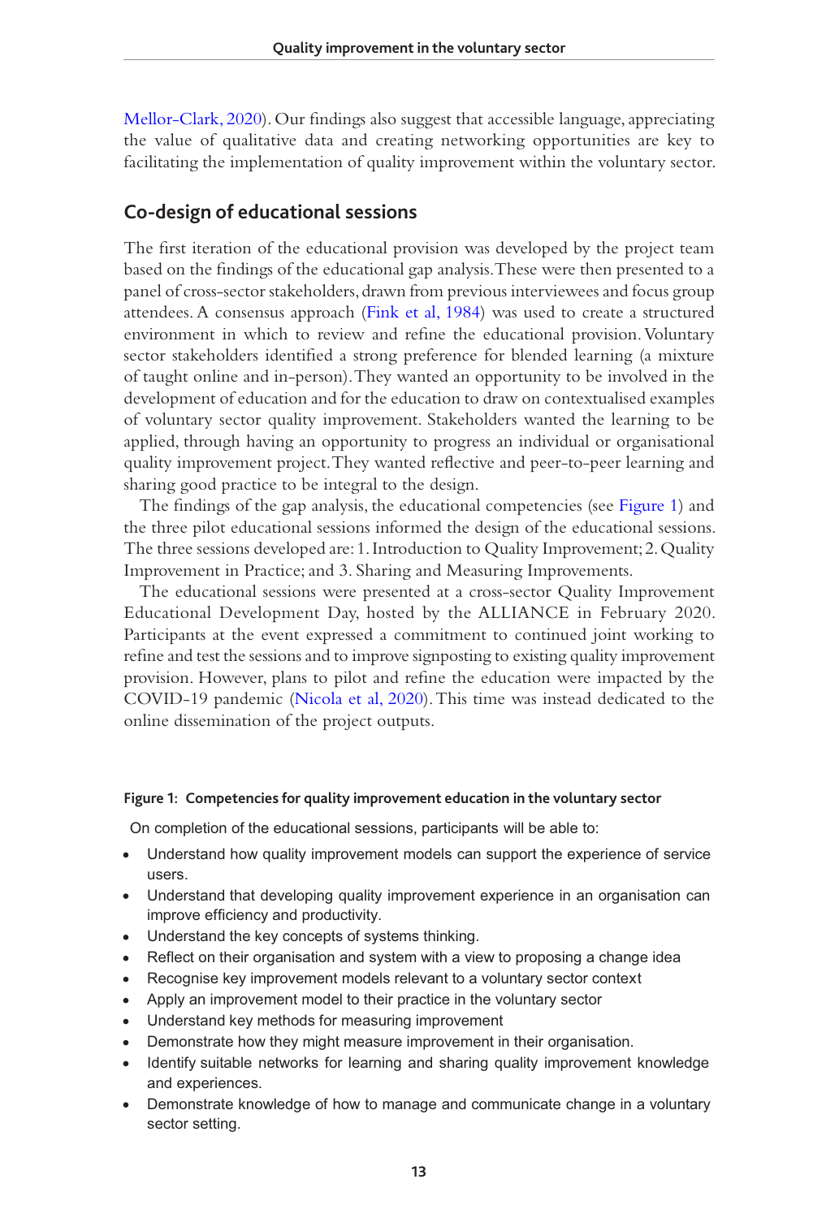Mellor-Clark, 2020). Our findings also suggest that accessible language, appreciating the value of qualitative data and creating networking opportunities are key to facilitating the implementation of quality improvement within the voluntary sector.

## Co-design of educational sessions

The first iteration of the educational provision was developed by the project team based on the findings of the educational gap analysis. These were then presented to a panel of cross-sector stakeholders, drawn from previous interviewees and focus group attendees. A consensus approach (Fink et al, 1984) was used to create a structured environment in which to review and refine the educational provision. Voluntary sector stakeholders identified a strong preference for blended learning (a mixture of taught online and in-person). They wanted an opportunity to be involved in the development of education and for the education to draw on contextualised examples of voluntary sector quality improvement. Stakeholders wanted the learning to be applied, through having an opportunity to progress an individual or organisational quality improvement project. They wanted reflective and peer-to-peer learning and sharing good practice to be integral to the design.

The findings of the gap analysis, the educational competencies (see Figure 1) and the three pilot educational sessions informed the design of the educational sessions. The three sessions developed are: 1. Introduction to Quality Improvement; 2. Quality Improvement in Practice; and 3. Sharing and Measuring Improvements.

The educational sessions were presented at a cross-sector Quality Improvement Educational Development Day, hosted by the ALLIANCE in February 2020. Participants at the event expressed a commitment to continued joint working to refine and test the sessions and to improve signposting to existing quality improvement provision. However, plans to pilot and refine the education were impacted by the COVID-19 pandemic (Nicola et al, 2020). This time was instead dedicated to the online dissemination of the project outputs.

**Figure 1: Competencies for quality improvement education in the voluntary sector**

On completion of the educational sessions, participants will be able to:

- Understand how quality improvement models can support the experience of service users.
- Understand that developing quality improvement experience in an organisation can improve efficiency and productivity.
- Understand the key concepts of systems thinking.
- Reflect on their organisation and system with a view to proposing a change idea
- Recognise key improvement models relevant to a voluntary sector context
- Apply an improvement model to their practice in the voluntary sector
- Understand key methods for measuring improvement
- Demonstrate how they might measure improvement in their organisation.
- Identify suitable networks for learning and sharing quality improvement knowledge and experiences.
- Demonstrate knowledge of how to manage and communicate change in a voluntary sector setting.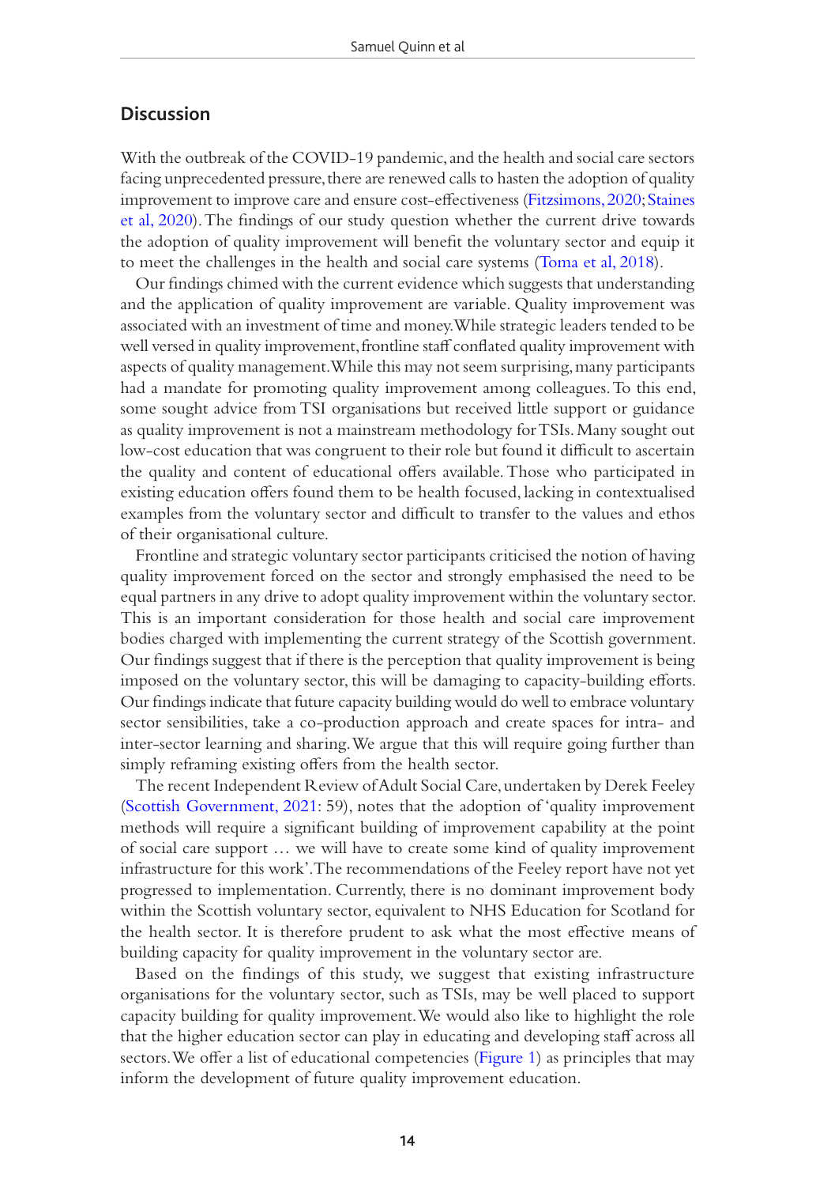## Discussion

With the outbreak of the COVID-19 pandemic, and the health and social care sectors facing unprecedented pressure, there are renewed calls to hasten the adoption of quality improvement to improve care and ensure cost-effectiveness (Fitzsimons, 2020; Staines et al, 2020). The findings of our study question whether the current drive towards the adoption of quality improvement will benefit the voluntary sector and equip it to meet the challenges in the health and social care systems (Toma et al, 2018).

Our findings chimed with the current evidence which suggests that understanding and the application of quality improvement are variable. Quality improvement was associated with an investment of time and money. While strategic leaders tended to be well versed in quality improvement, frontline staff conflated quality improvement with aspects of quality management. While this may not seem surprising, many participants had a mandate for promoting quality improvement among colleagues. To this end, some sought advice from TSI organisations but received little support or guidance as quality improvement is not a mainstream methodology for TSIs. Many sought out low-cost education that was congruent to their role but found it difficult to ascertain the quality and content of educational offers available. Those who participated in existing education offers found them to be health focused, lacking in contextualised examples from the voluntary sector and difficult to transfer to the values and ethos of their organisational culture.

Frontline and strategic voluntary sector participants criticised the notion of having quality improvement forced on the sector and strongly emphasised the need to be equal partners in any drive to adopt quality improvement within the voluntary sector. This is an important consideration for those health and social care improvement bodies charged with implementing the current strategy of the Scottish government. Our findings suggest that if there is the perception that quality improvement is being imposed on the voluntary sector, this will be damaging to capacity-building efforts. Our findings indicate that future capacity building would do well to embrace voluntary sector sensibilities, take a co-production approach and create spaces for intra- and inter-sector learning and sharing. We argue that this will require going further than simply reframing existing offers from the health sector.

The recent Independent Review of Adult Social Care, undertaken by Derek Feeley (Scottish Government, 2021: 59), notes that the adoption of 'quality improvement methods will require a significant building of improvement capability at the point of social care support … we will have to create some kind of quality improvement infrastructure for this work'. The recommendations of the Feeley report have not yet progressed to implementation. Currently, there is no dominant improvement body within the Scottish voluntary sector, equivalent to NHS Education for Scotland for the health sector. It is therefore prudent to ask what the most effective means of building capacity for quality improvement in the voluntary sector are.

Based on the findings of this study, we suggest that existing infrastructure organisations for the voluntary sector, such as TSIs, may be well placed to support capacity building for quality improvement. We would also like to highlight the role that the higher education sector can play in educating and developing staff across all sectors. We offer a list of educational competencies (Figure 1) as principles that may inform the development of future quality improvement education.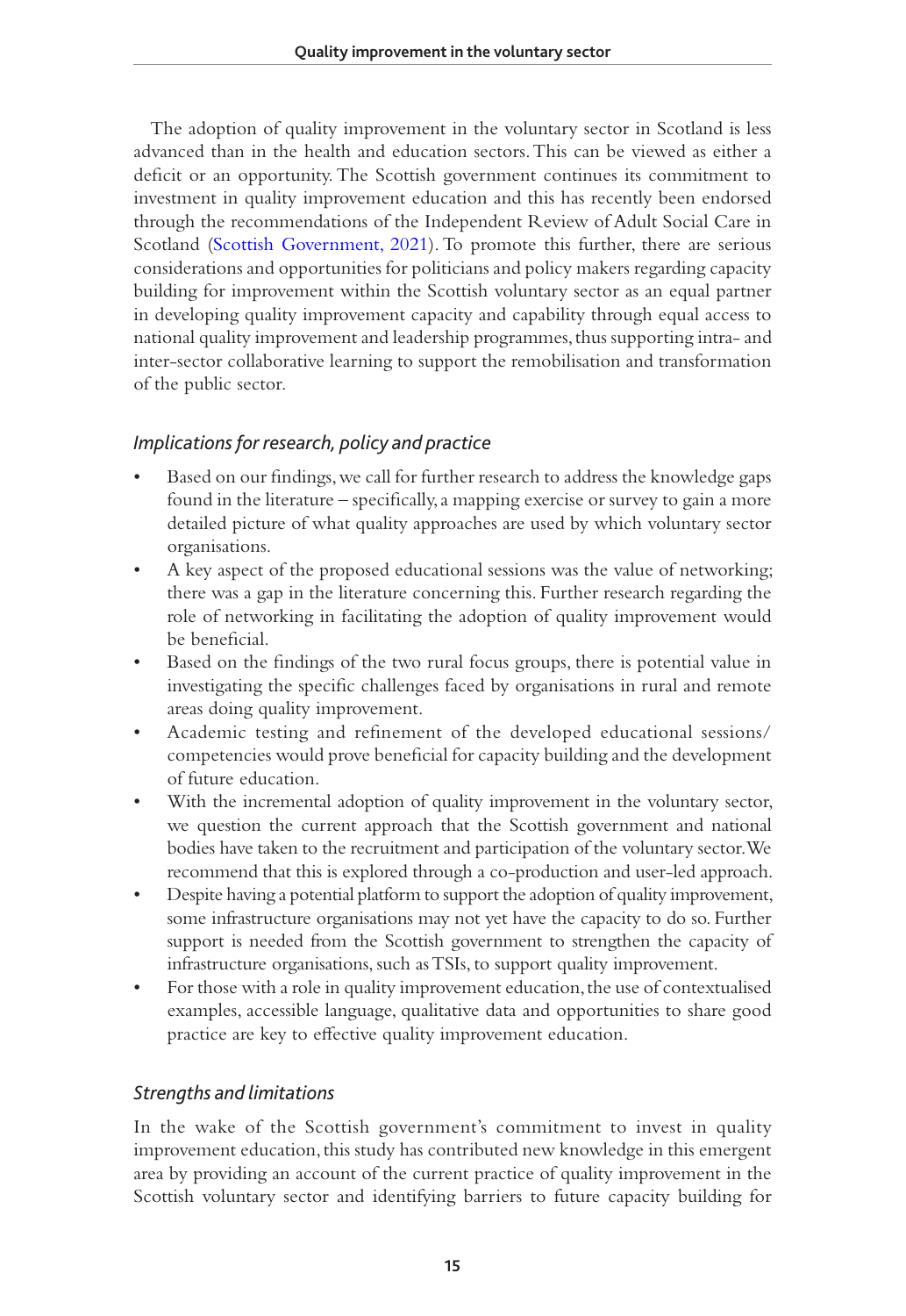The adoption of quality improvement in the voluntary sector in Scotland is less advanced than in the health and education sectors. This can be viewed as either a deficit or an opportunity. The Scottish government continues its commitment to investment in quality improvement education and this has recently been endorsed through the recommendations of the Independent Review of Adult Social Care in Scotland (Scottish Government, 2021). To promote this further, there are serious considerations and opportunities for politicians and policy makers regarding capacity building for improvement within the Scottish voluntary sector as an equal partner in developing quality improvement capacity and capability through equal access to national quality improvement and leadership programmes, thus supporting intra- and inter-sector collaborative learning to support the remobilisation and transformation of the public sector.

### *Implications for research, policy and practice*

- Based on our findings, we call for further research to address the knowledge gaps found in the literature – specifically, a mapping exercise or survey to gain a more detailed picture of what quality approaches are used by which voluntary sector organisations.
- A key aspect of the proposed educational sessions was the value of networking; there was a gap in the literature concerning this. Further research regarding the role of networking in facilitating the adoption of quality improvement would be beneficial.
- Based on the findings of the two rural focus groups, there is potential value in investigating the specific challenges faced by organisations in rural and remote areas doing quality improvement.
- Academic testing and refinement of the developed educational sessions/competencies would prove beneficial for capacity building and the development of future education.
- With the incremental adoption of quality improvement in the voluntary sector, we question the current approach that the Scottish government and national bodies have taken to the recruitment and participation of the voluntary sector. We recommend that this is explored through a co-production and user-led approach.
- Despite having a potential platform to support the adoption of quality improvement, some infrastructure organisations may not yet have the capacity to do so. Further support is needed from the Scottish government to strengthen the capacity of infrastructure organisations, such as TSIs, to support quality improvement.
- For those with a role in quality improvement education, the use of contextualised examples, accessible language, qualitative data and opportunities to share good practice are key to effective quality improvement education.

### *Strengths and limitations*

In the wake of the Scottish government's commitment to invest in quality improvement education, this study has contributed new knowledge in this emergent area by providing an account of the current practice of quality improvement in the Scottish voluntary sector and identifying barriers to future capacity building for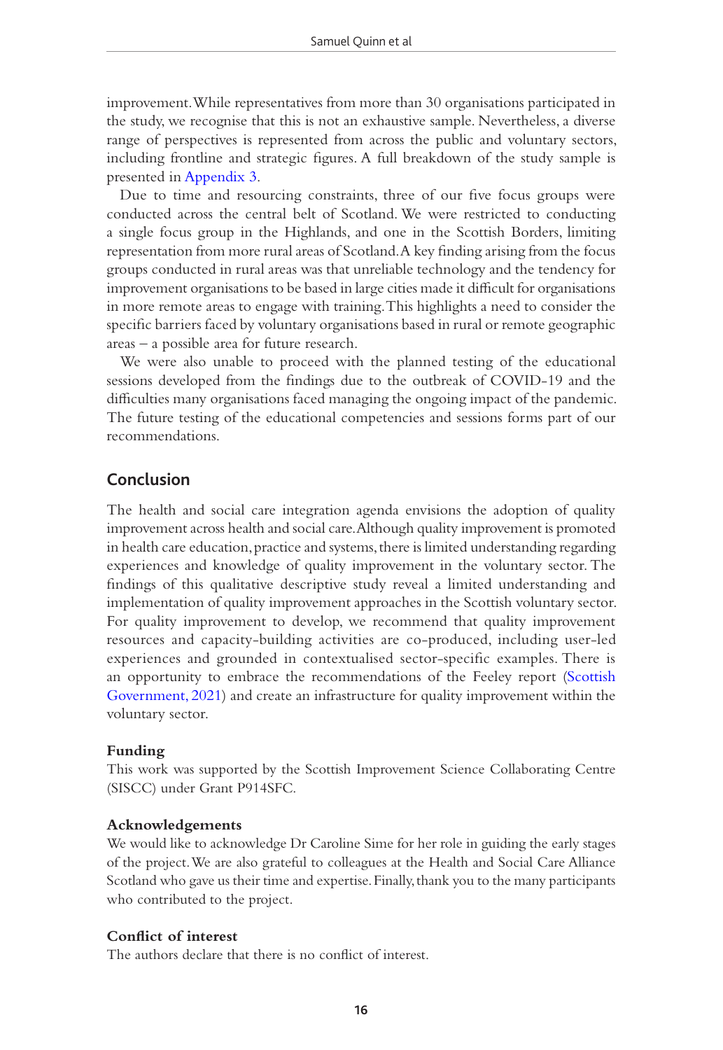improvement. While representatives from more than 30 organisations participated in the study, we recognise that this is not an exhaustive sample. Nevertheless, a diverse range of perspectives is represented from across the public and voluntary sectors, including frontline and strategic figures. A full breakdown of the study sample is presented in Appendix 3.

Due to time and resourcing constraints, three of our five focus groups were conducted across the central belt of Scotland. We were restricted to conducting a single focus group in the Highlands, and one in the Scottish Borders, limiting representation from more rural areas of Scotland. A key finding arising from the focus groups conducted in rural areas was that unreliable technology and the tendency for improvement organisations to be based in large cities made it difficult for organisations in more remote areas to engage with training. This highlights a need to consider the specific barriers faced by voluntary organisations based in rural or remote geographic areas – a possible area for future research.

We were also unable to proceed with the planned testing of the educational sessions developed from the findings due to the outbreak of COVID-19 and the difficulties many organisations faced managing the ongoing impact of the pandemic. The future testing of the educational competencies and sessions forms part of our recommendations.

## Conclusion

The health and social care integration agenda envisions the adoption of quality improvement across health and social care. Although quality improvement is promoted in health care education, practice and systems, there is limited understanding regarding experiences and knowledge of quality improvement in the voluntary sector. The findings of this qualitative descriptive study reveal a limited understanding and implementation of quality improvement approaches in the Scottish voluntary sector. For quality improvement to develop, we recommend that quality improvement resources and capacity-building activities are co-produced, including user-led experiences and grounded in contextualised sector-specific examples. There is an opportunity to embrace the recommendations of the Feeley report (Scottish Government, 2021) and create an infrastructure for quality improvement within the voluntary sector.

### Funding

This work was supported by the Scottish Improvement Science Collaborating Centre (SISCC) under Grant P914SFC.

### Acknowledgements

We would like to acknowledge Dr Caroline Sime for her role in guiding the early stages of the project. We are also grateful to colleagues at the Health and Social Care Alliance Scotland who gave us their time and expertise. Finally, thank you to the many participants who contributed to the project.

### Conflict of interest

The authors declare that there is no conflict of interest.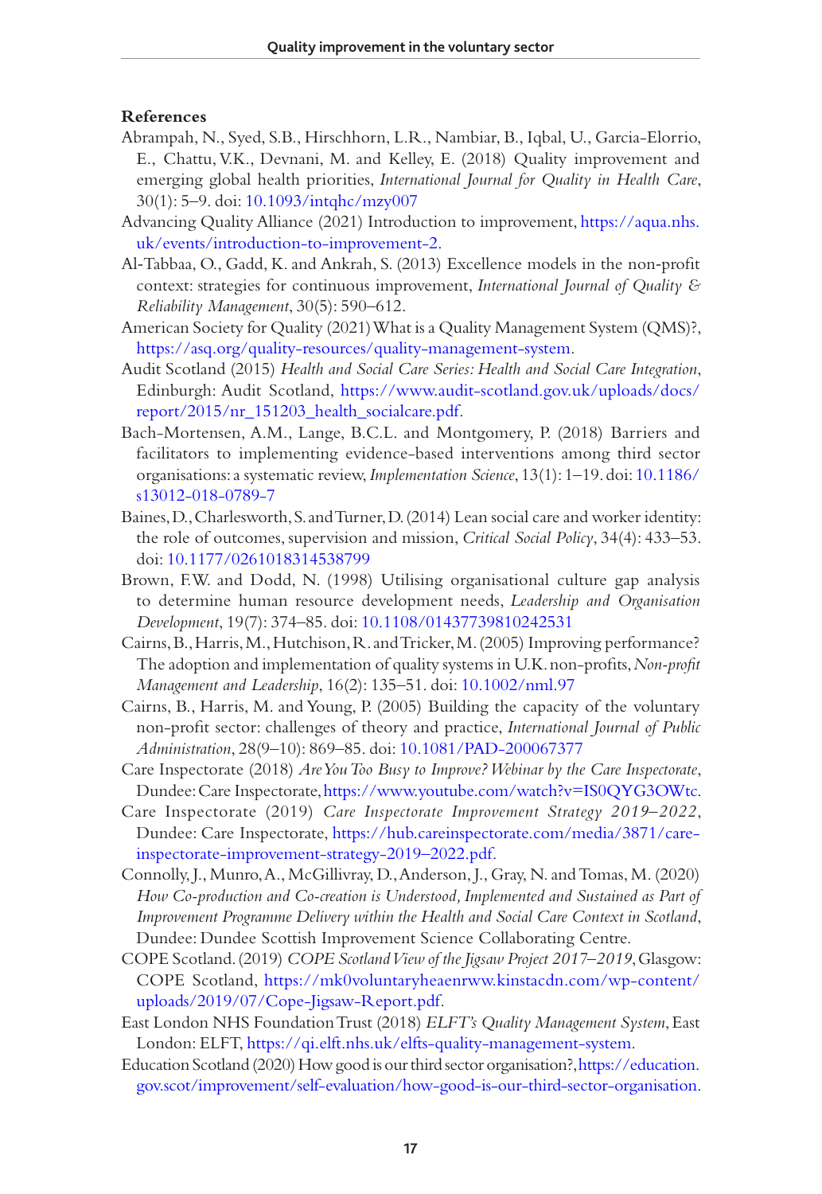## References

Abrampah, N., Syed, S.B., Hirschhorn, L.R., Nambiar, B., Iqbal, U., Garcia-Elorrio, E., Chattu, V.K., Devnani, M. and Kelley, E. (2018) Quality improvement and emerging global health priorities, *International Journal for Quality in Health Care*, 30(1): 5–9. doi: 10.1093/intqhc/mzy007

Advancing Quality Alliance (2021) Introduction to improvement, https://aqua.nhs.uk/events/introduction-to-improvement-2.

Al-Tabbaa, O., Gadd, K. and Ankrah, S. (2013) Excellence models in the non-profit context: strategies for continuous improvement, *International Journal of Quality & Reliability Management*, 30(5): 590–612.

American Society for Quality (2021) What is a Quality Management System (QMS)?, https://asq.org/quality-resources/quality-management-system.

Audit Scotland (2015) *Health and Social Care Series: Health and Social Care Integration*, Edinburgh: Audit Scotland, https://www.audit-scotland.gov.uk/uploads/docs/report/2015/nr_151203_health_socialcare.pdf.

Bach-Mortensen, A.M., Lange, B.C.L. and Montgomery, P. (2018) Barriers and facilitators to implementing evidence-based interventions among third sector organisations: a systematic review, *Implementation Science*, 13(1): 1–19. doi: 10.1186/s13012-018-0789-7

Baines, D., Charlesworth, S. and Turner, D. (2014) Lean social care and worker identity: the role of outcomes, supervision and mission, *Critical Social Policy*, 34(4): 433–53. doi: 10.1177/0261018314538799

Brown, F.W. and Dodd, N. (1998) Utilising organisational culture gap analysis to determine human resource development needs, *Leadership and Organisation Development*, 19(7): 374–85. doi: 10.1108/01437739810242531

Cairns, B., Harris, M., Hutchison, R. and Tricker, M. (2005) Improving performance? The adoption and implementation of quality systems in U.K. non-profits, *Non-profit Management and Leadership*, 16(2): 135–51. doi: 10.1002/nml.97

Cairns, B., Harris, M. and Young, P. (2005) Building the capacity of the voluntary non-profit sector: challenges of theory and practice, *International Journal of Public Administration*, 28(9–10): 869–85. doi: 10.1081/PAD-200067377

Care Inspectorate (2018) *Are You Too Busy to Improve? Webinar by the Care Inspectorate*, Dundee: Care Inspectorate, https://www.youtube.com/watch?v=IS0QYG3OWtc.

Care Inspectorate (2019) *Care Inspectorate Improvement Strategy 2019–2022*, Dundee: Care Inspectorate, https://hub.careinspectorate.com/media/3871/care-inspectorate-improvement-strategy-2019–2022.pdf.

Connolly, J., Munro, A., McGillivray, D., Anderson, J., Gray, N. and Tomas, M. (2020) *How Co-production and Co-creation is Understood, Implemented and Sustained as Part of Improvement Programme Delivery within the Health and Social Care Context in Scotland*, Dundee: Dundee Scottish Improvement Science Collaborating Centre.

COPE Scotland. (2019) *COPE Scotland View of the Jigsaw Project 2017–2019*, Glasgow: COPE Scotland, https://mk0voluntaryheaenrww.kinstacdn.com/wp-content/uploads/2019/07/Cope-Jigsaw-Report.pdf.

East London NHS Foundation Trust (2018) *ELFT's Quality Management System*, East London: ELFT, https://qi.elft.nhs.uk/elfts-quality-management-system.

Education Scotland (2020) How good is our third sector organisation?, https://education.gov.scot/improvement/self-evaluation/how-good-is-our-third-sector-organisation.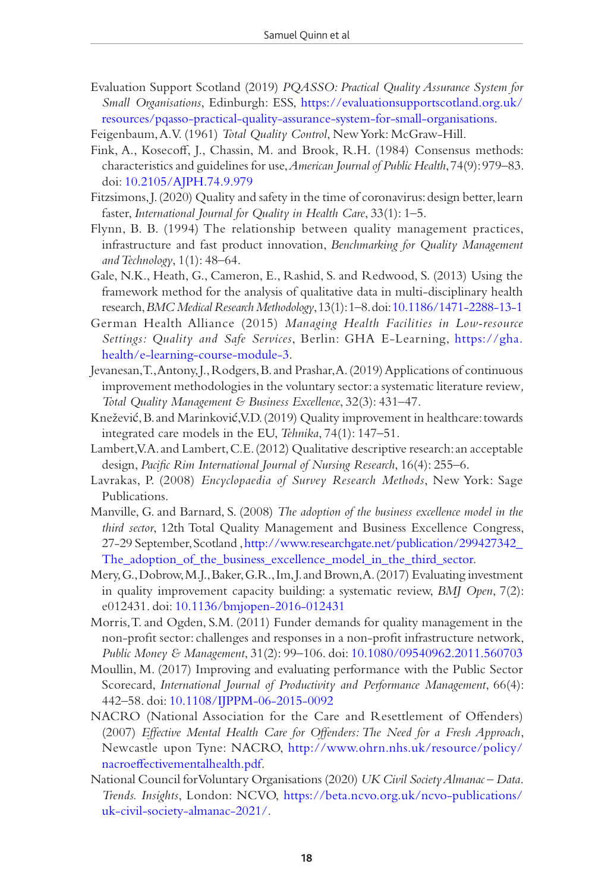Evaluation Support Scotland (2019) *PQASSO: Practical Quality Assurance System for Small Organisations*, Edinburgh: ESS, https://evaluationsupportscotland.org.uk/resources/pqasso-practical-quality-assurance-system-for-small-organisations.

Feigenbaum, A.V. (1961) *Total Quality Control*, New York: McGraw-Hill.

Fink, A., Kosecoff, J., Chassin, M. and Brook, R.H. (1984) Consensus methods: characteristics and guidelines for use, *American Journal of Public Health*, 74(9): 979–83. doi: 10.2105/AJPH.74.9.979

Fitzsimons, J. (2020) Quality and safety in the time of coronavirus: design better, learn faster, *International Journal for Quality in Health Care*, 33(1): 1–5.

Flynn, B. B. (1994) The relationship between quality management practices, infrastructure and fast product innovation, *Benchmarking for Quality Management and Technology*, 1(1): 48–64.

Gale, N.K., Heath, G., Cameron, E., Rashid, S. and Redwood, S. (2013) Using the framework method for the analysis of qualitative data in multi-disciplinary health research, *BMC Medical Research Methodology*, 13(1): 1–8. doi: 10.1186/1471-2288-13-1

German Health Alliance (2015) *Managing Health Facilities in Low-resource Settings: Quality and Safe Services*, Berlin: GHA E-Learning, https://gha.health/e-learning-course-module-3.

Jevanesan, T., Antony, J., Rodgers, B. and Prashar, A. (2019) Applications of continuous improvement methodologies in the voluntary sector: a systematic literature review, *Total Quality Management & Business Excellence*, 32(3): 431–47.

Knežević, B. and Marinković, V.D. (2019) Quality improvement in healthcare: towards integrated care models in the EU, *Tehnika*, 74(1): 147–51.

Lambert, V.A. and Lambert, C.E. (2012) Qualitative descriptive research: an acceptable design, *Pacific Rim International Journal of Nursing Research*, 16(4): 255–6.

Lavrakas, P. (2008) *Encyclopaedia of Survey Research Methods*, New York: Sage Publications.

Manville, G. and Barnard, S. (2008) *The adoption of the business excellence model in the third sector*, 12th Total Quality Management and Business Excellence Congress, 27-29 September, Scotland , http://www.researchgate.net/publication/299427342_The_adoption_of_the_business_excellence_model_in_the_third_sector.

Mery, G., Dobrow, M.J., Baker, G.R., Im, J. and Brown, A. (2017) Evaluating investment in quality improvement capacity building: a systematic review, *BMJ Open*, 7(2): e012431. doi: 10.1136/bmjopen-2016-012431

Morris, T. and Ogden, S.M. (2011) Funder demands for quality management in the non-profit sector: challenges and responses in a non-profit infrastructure network, *Public Money & Management*, 31(2): 99–106. doi: 10.1080/09540962.2011.560703

Moullin, M. (2017) Improving and evaluating performance with the Public Sector Scorecard, *International Journal of Productivity and Performance Management*, 66(4): 442–58. doi: 10.1108/IJPPM-06-2015-0092

NACRO (National Association for the Care and Resettlement of Offenders) (2007) *Effective Mental Health Care for Offenders: The Need for a Fresh Approach*, Newcastle upon Tyne: NACRO, http://www.ohrn.nhs.uk/resource/policy/nacroeffectivementalhealth.pdf.

National Council for Voluntary Organisations (2020) *UK Civil Society Almanac – Data. Trends. Insights*, London: NCVO, https://beta.ncvo.org.uk/ncvo-publications/uk-civil-society-almanac-2021/.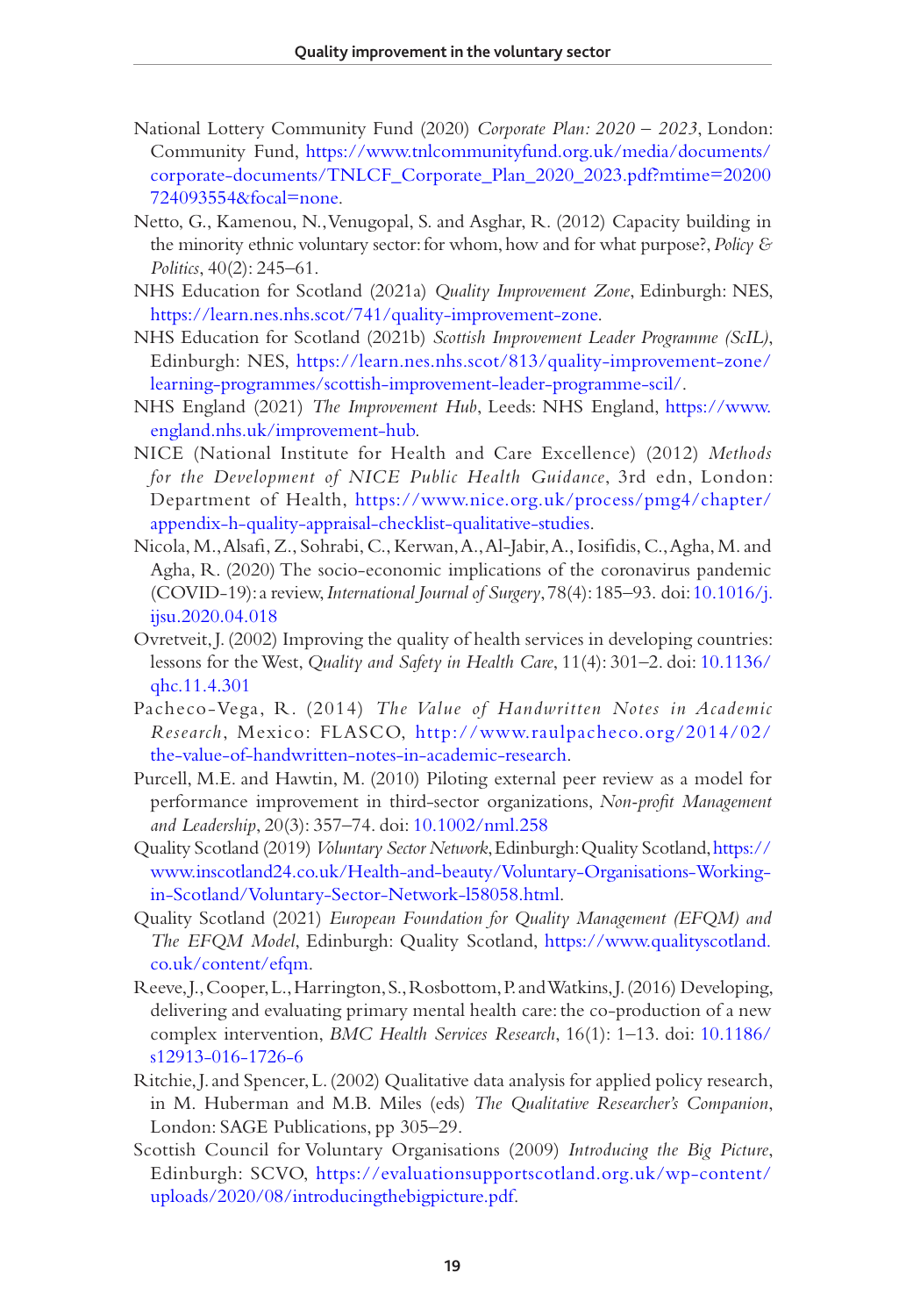National Lottery Community Fund (2020) *Corporate Plan: 2020 – 2023*, London: Community Fund, https://www.tnlcommunityfund.org.uk/media/documents/corporate-documents/TNLCF_Corporate_Plan_2020_2023.pdf?mtime=20200724093554&focal=none.

Netto, G., Kamenou, N., Venugopal, S. and Asghar, R. (2012) Capacity building in the minority ethnic voluntary sector: for whom, how and for what purpose?, *Policy & Politics*, 40(2): 245–61.

NHS Education for Scotland (2021a) *Quality Improvement Zone*, Edinburgh: NES, https://learn.nes.nhs.scot/741/quality-improvement-zone.

NHS Education for Scotland (2021b) *Scottish Improvement Leader Programme (ScIL)*, Edinburgh: NES, https://learn.nes.nhs.scot/813/quality-improvement-zone/learning-programmes/scottish-improvement-leader-programme-scil/.

NHS England (2021) *The Improvement Hub*, Leeds: NHS England, https://www.england.nhs.uk/improvement-hub.

NICE (National Institute for Health and Care Excellence) (2012) *Methods for the Development of NICE Public Health Guidance*, 3rd edn, London: Department of Health, https://www.nice.org.uk/process/pmg4/chapter/appendix-h-quality-appraisal-checklist-qualitative-studies.

Nicola, M., Alsafi, Z., Sohrabi, C., Kerwan, A., Al-Jabir, A., Iosifidis, C., Agha, M. and Agha, R. (2020) The socio-economic implications of the coronavirus pandemic (COVID-19): a review, *International Journal of Surgery*, 78(4): 185–93. doi: 10.1016/j.ijsu.2020.04.018

Ovretveit, J. (2002) Improving the quality of health services in developing countries: lessons for the West, *Quality and Safety in Health Care*, 11(4): 301–2. doi: 10.1136/qhc.11.4.301

Pacheco-Vega, R. (2014) *The Value of Handwritten Notes in Academic Research*, Mexico: FLASCO, http://www.raulpacheco.org/2014/02/the-value-of-handwritten-notes-in-academic-research.

Purcell, M.E. and Hawtin, M. (2010) Piloting external peer review as a model for performance improvement in third-sector organizations, *Non-profit Management and Leadership*, 20(3): 357–74. doi: 10.1002/nml.258

Quality Scotland (2019) *Voluntary Sector Network*, Edinburgh: Quality Scotland, https://www.inscotland24.co.uk/Health-and-beauty/Voluntary-Organisations-Working-in-Scotland/Voluntary-Sector-Network-l58058.html.

Quality Scotland (2021) *European Foundation for Quality Management (EFQM) and The EFQM Model*, Edinburgh: Quality Scotland, https://www.qualityscotland.co.uk/content/efqm.

Reeve, J., Cooper, L., Harrington, S., Rosbottom, P. and Watkins, J. (2016) Developing, delivering and evaluating primary mental health care: the co-production of a new complex intervention, *BMC Health Services Research*, 16(1): 1–13. doi: 10.1186/s12913-016-1726-6

Ritchie, J. and Spencer, L. (2002) Qualitative data analysis for applied policy research, in M. Huberman and M.B. Miles (eds) *The Qualitative Researcher's Companion*, London: SAGE Publications, pp 305–29.

Scottish Council for Voluntary Organisations (2009) *Introducing the Big Picture*, Edinburgh: SCVO, https://evaluationsupportscotland.org.uk/wp-content/uploads/2020/08/introducingthebigpicture.pdf.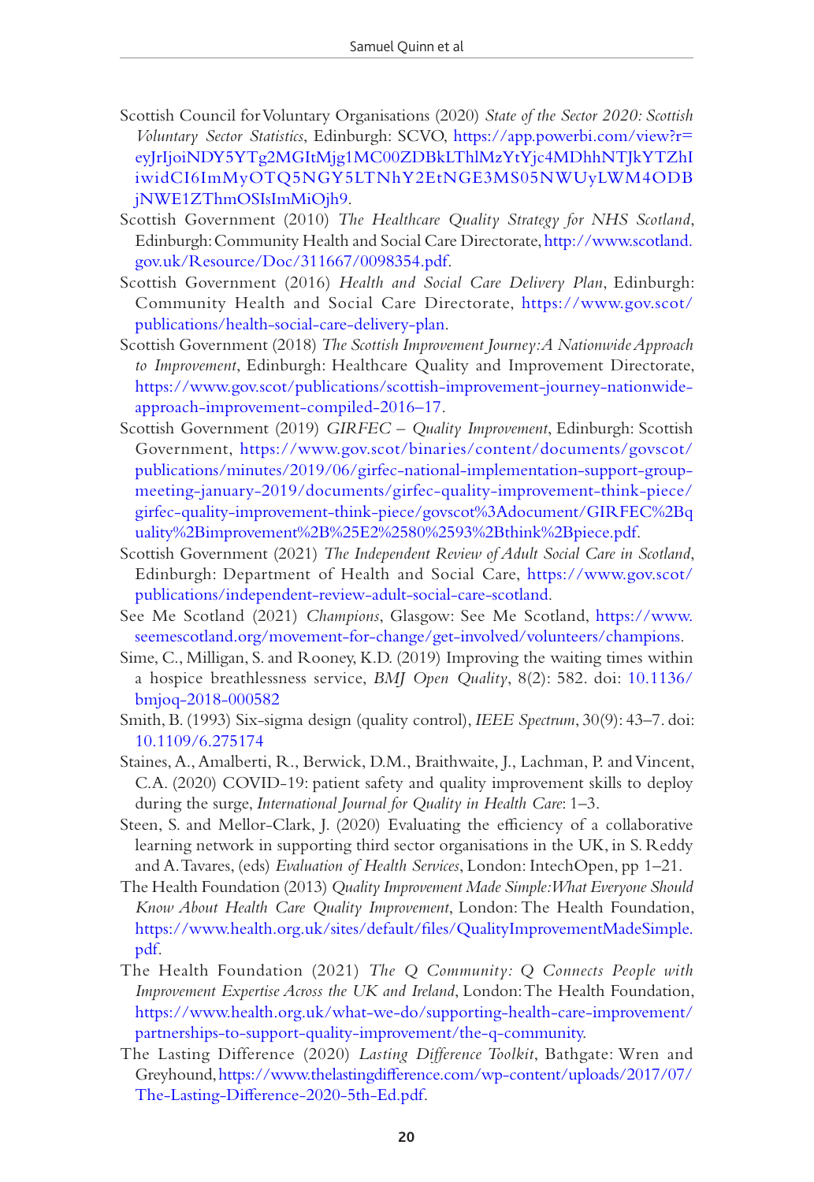Scottish Council for Voluntary Organisations (2020) *State of the Sector 2020: Scottish Voluntary Sector Statistics*, Edinburgh: SCVO, https://app.powerbi.com/view?r=eyJrIjoiNDY5YTg2MGItMjg1MC00ZDBkLThlMzYtYjc4MDhhNTJkYTZhIiwidCI6ImMyOTQ5NGY5LTNhY2EtNGE3MS05NWUyLWM4ODBjNWE1ZThmOSIsImMiOjh9.

Scottish Government (2010) *The Healthcare Quality Strategy for NHS Scotland*, Edinburgh: Community Health and Social Care Directorate, http://www.scotland.gov.uk/Resource/Doc/311667/0098354.pdf.

Scottish Government (2016) *Health and Social Care Delivery Plan*, Edinburgh: Community Health and Social Care Directorate, https://www.gov.scot/publications/health-social-care-delivery-plan.

Scottish Government (2018) *The Scottish Improvement Journey: A Nationwide Approach to Improvement*, Edinburgh: Healthcare Quality and Improvement Directorate, https://www.gov.scot/publications/scottish-improvement-journey-nationwide-approach-improvement-compiled-2016–17.

Scottish Government (2019) *GIRFEC – Quality Improvement*, Edinburgh: Scottish Government, https://www.gov.scot/binaries/content/documents/govscot/publications/minutes/2019/06/girfec-national-implementation-support-group-meeting-january-2019/documents/girfec-quality-improvement-think-piece/girfec-quality-improvement-think-piece/govscot%3Adocument/GIRFEC%2Bquality%2Bimprovement%2B%25E2%2580%2593%2Bthink%2Bpiece.pdf.

Scottish Government (2021) *The Independent Review of Adult Social Care in Scotland*, Edinburgh: Department of Health and Social Care, https://www.gov.scot/publications/independent-review-adult-social-care-scotland.

See Me Scotland (2021) *Champions*, Glasgow: See Me Scotland, https://www.seemescotland.org/movement-for-change/get-involved/volunteers/champions.

Sime, C., Milligan, S. and Rooney, K.D. (2019) Improving the waiting times within a hospice breathlessness service, *BMJ Open Quality*, 8(2): 582. doi: 10.1136/bmjoq-2018-000582

Smith, B. (1993) Six-sigma design (quality control), *IEEE Spectrum*, 30(9): 43–7. doi: 10.1109/6.275174

Staines, A., Amalberti, R., Berwick, D.M., Braithwaite, J., Lachman, P. and Vincent, C.A. (2020) COVID-19: patient safety and quality improvement skills to deploy during the surge, *International Journal for Quality in Health Care*: 1–3.

Steen, S. and Mellor-Clark, J. (2020) Evaluating the efficiency of a collaborative learning network in supporting third sector organisations in the UK, in S. Reddy and A. Tavares, (eds) *Evaluation of Health Services*, London: IntechOpen, pp 1–21.

The Health Foundation (2013) *Quality Improvement Made Simple: What Everyone Should Know About Health Care Quality Improvement*, London: The Health Foundation, https://www.health.org.uk/sites/default/files/QualityImprovementMadeSimple.pdf.

The Health Foundation (2021) *The Q Community: Q Connects People with Improvement Expertise Across the UK and Ireland*, London: The Health Foundation, https://www.health.org.uk/what-we-do/supporting-health-care-improvement/partnerships-to-support-quality-improvement/the-q-community.

The Lasting Difference (2020) *Lasting Difference Toolkit*, Bathgate: Wren and Greyhound, https://www.thelastingdifference.com/wp-content/uploads/2017/07/The-Lasting-Difference-2020-5th-Ed.pdf.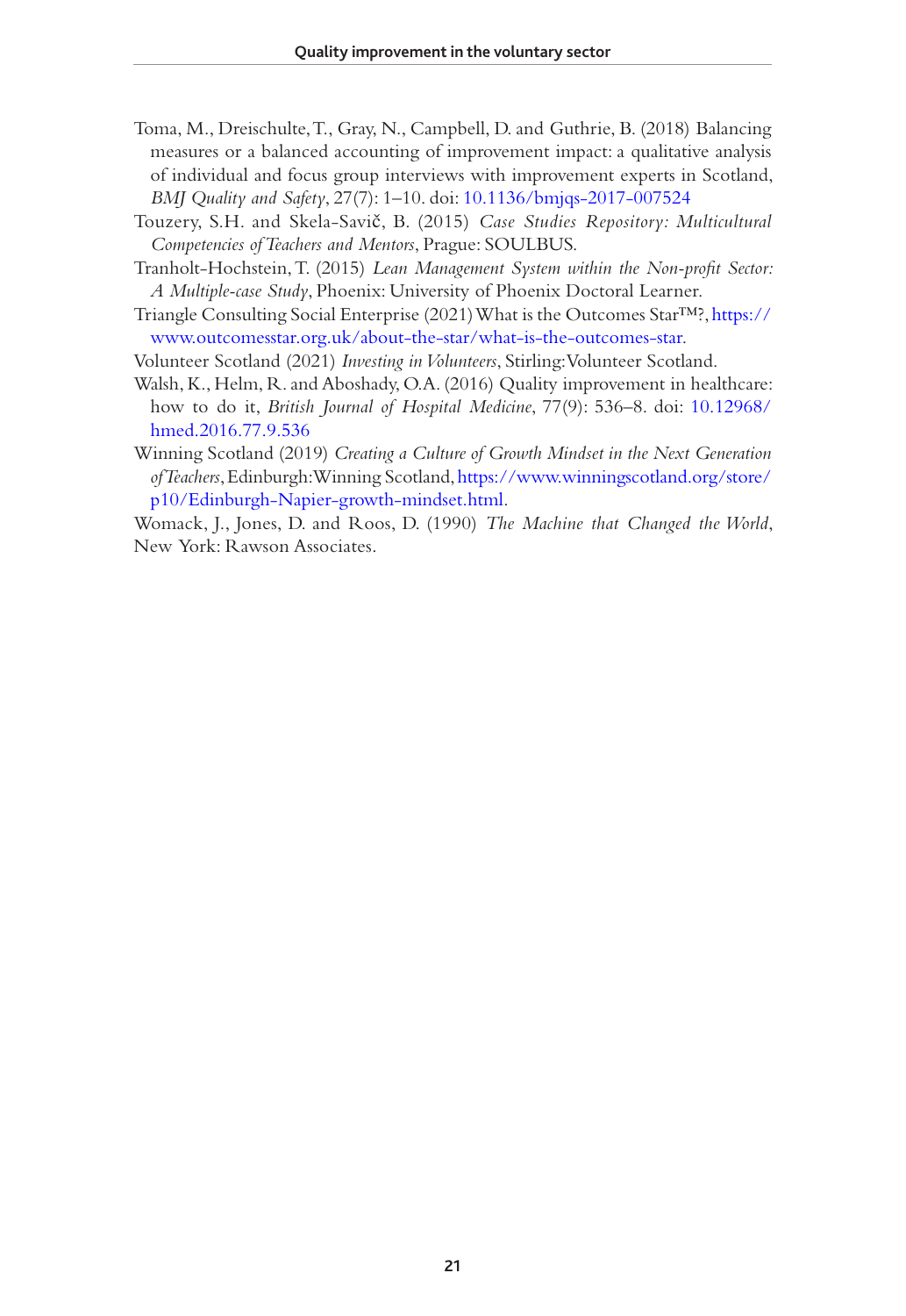Toma, M., Dreischulte, T., Gray, N., Campbell, D. and Guthrie, B. (2018) Balancing measures or a balanced accounting of improvement impact: a qualitative analysis of individual and focus group interviews with improvement experts in Scotland, *BMJ Quality and Safety*, 27(7): 1–10. doi: 10.1136/bmjqs-2017-007524

Touzery, S.H. and Skela-Savič, B. (2015) *Case Studies Repository: Multicultural Competencies of Teachers and Mentors*, Prague: SOULBUS.

Tranholt-Hochstein, T. (2015) *Lean Management System within the Non-profit Sector: A Multiple-case Study*, Phoenix: University of Phoenix Doctoral Learner.

Triangle Consulting Social Enterprise (2021) What is the Outcomes Star™?, https://www.outcomesstar.org.uk/about-the-star/what-is-the-outcomes-star.

Volunteer Scotland (2021) *Investing in Volunteers*, Stirling: Volunteer Scotland.

Walsh, K., Helm, R. and Aboshady, O.A. (2016) Quality improvement in healthcare: how to do it, *British Journal of Hospital Medicine*, 77(9): 536–8. doi: 10.12968/hmed.2016.77.9.536

Winning Scotland (2019) *Creating a Culture of Growth Mindset in the Next Generation of Teachers*, Edinburgh: Winning Scotland, https://www.winningscotland.org/store/p10/Edinburgh-Napier-growth-mindset.html.

Womack, J., Jones, D. and Roos, D. (1990) *The Machine that Changed the World*, New York: Rawson Associates.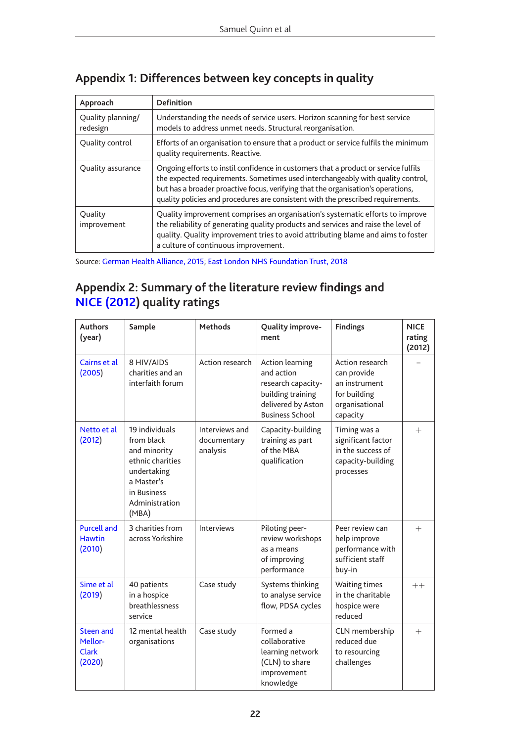## Appendix 1: Differences between key concepts in quality

| Approach | Definition |
|---|---|
| Quality planning/ redesign | Understanding the needs of service users. Horizon scanning for best service models to address unmet needs. Structural reorganisation. |
| Quality control | Efforts of an organisation to ensure that a product or service fulfils the minimum quality requirements. Reactive. |
| Quality assurance | Ongoing efforts to instil confidence in customers that a product or service fulfils the expected requirements. Sometimes used interchangeably with quality control, but has a broader proactive focus, verifying that the organisation's operations, quality policies and procedures are consistent with the prescribed requirements. |
| Quality improvement | Quality improvement comprises an organisation's systematic efforts to improve the reliability of generating quality products and services and raise the level of quality. Quality improvement tries to avoid attributing blame and aims to foster a culture of continuous improvement. |

Source: German Health Alliance, 2015; East London NHS Foundation Trust, 2018

## Appendix 2: Summary of the literature review findings and NICE (2012) quality ratings

| Authors (year) | Sample | Methods | Quality improvement | Findings | NICE rating (2012) |
|---|---|---|---|---|---|
| Cairns et al (2005) | 8 HIV/AIDS charities and an interfaith forum | Action research | Action learning and action research capacity-building training delivered by Aston Business School | Action research can provide an instrument for building organisational capacity | – |
| Netto et al (2012) | 19 individuals from black and minority ethnic charities undertaking a Master's in Business Administration (MBA) | Interviews and documentary analysis | Capacity-building training as part of the MBA qualification | Timing was a significant factor in the success of capacity-building processes | + |
| Purcell and Hawtin (2010) | 3 charities from across Yorkshire | Interviews | Piloting peer-review workshops as a means of improving performance | Peer review can help improve performance with sufficient staff buy-in | + |
| Sime et al (2019) | 40 patients in a hospice breathlessness service | Case study | Systems thinking to analyse service flow, PDSA cycles | Waiting times in the charitable hospice were reduced | ++ |
| Steen and Mellor-Clark (2020) | 12 mental health organisations | Case study | Formed a collaborative learning network (CLN) to share improvement knowledge | CLN membership reduced due to resourcing challenges | + |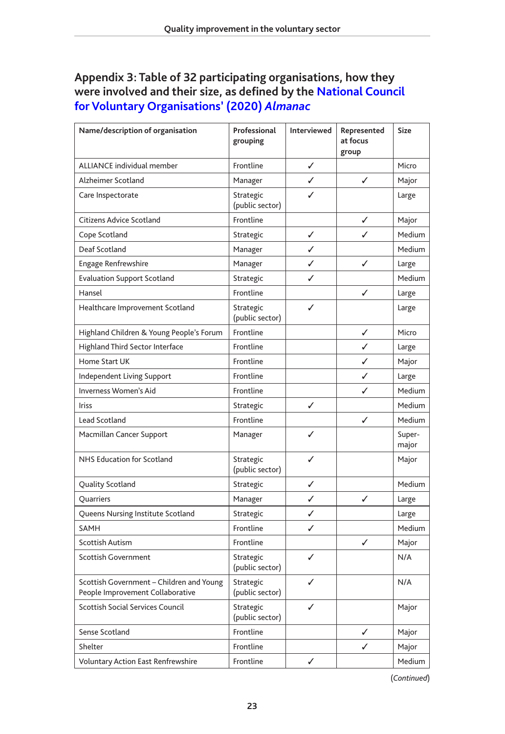## Appendix 3: Table of 32 participating organisations, how they were involved and their size, as defined by the National Council for Voluntary Organisations' (2020) *Almanac*

| Name/description of organisation | Professional grouping | Interviewed | Represented at focus group | Size |
|---|---|---|---|---|
| ALLIANCE individual member | Frontline | ✓ | | Micro |
| Alzheimer Scotland | Manager | ✓ | ✓ | Major |
| Care Inspectorate | Strategic (public sector) | ✓ | | Large |
| Citizens Advice Scotland | Frontline | | ✓ | Major |
| Cope Scotland | Strategic | ✓ | ✓ | Medium |
| Deaf Scotland | Manager | ✓ | | Medium |
| Engage Renfrewshire | Manager | ✓ | ✓ | Large |
| Evaluation Support Scotland | Strategic | ✓ | | Medium |
| Hansel | Frontline | | ✓ | Large |
| Healthcare Improvement Scotland | Strategic (public sector) | ✓ | | Large |
| Highland Children & Young People's Forum | Frontline | | ✓ | Micro |
| Highland Third Sector Interface | Frontline | | ✓ | Large |
| Home Start UK | Frontline | | ✓ | Major |
| Independent Living Support | Frontline | | ✓ | Large |
| Inverness Women's Aid | Frontline | | ✓ | Medium |
| Iriss | Strategic | ✓ | | Medium |
| Lead Scotland | Frontline | | ✓ | Medium |
| Macmillan Cancer Support | Manager | ✓ | | Super-major |
| NHS Education for Scotland | Strategic (public sector) | ✓ | | Major |
| Quality Scotland | Strategic | ✓ | | Medium |
| Quarriers | Manager | ✓ | ✓ | Large |
| Queens Nursing Institute Scotland | Strategic | ✓ | | Large |
| SAMH | Frontline | ✓ | | Medium |
| Scottish Autism | Frontline | | ✓ | Major |
| Scottish Government | Strategic (public sector) | ✓ | | N/A |
| Scottish Government – Children and Young People Improvement Collaborative | Strategic (public sector) | ✓ | | N/A |
| Scottish Social Services Council | Strategic (public sector) | ✓ | | Major |
| Sense Scotland | Frontline | | ✓ | Major |
| Shelter | Frontline | | ✓ | Major |
| Voluntary Action East Renfrewshire | Frontline | ✓ | | Medium |

(*Continued*)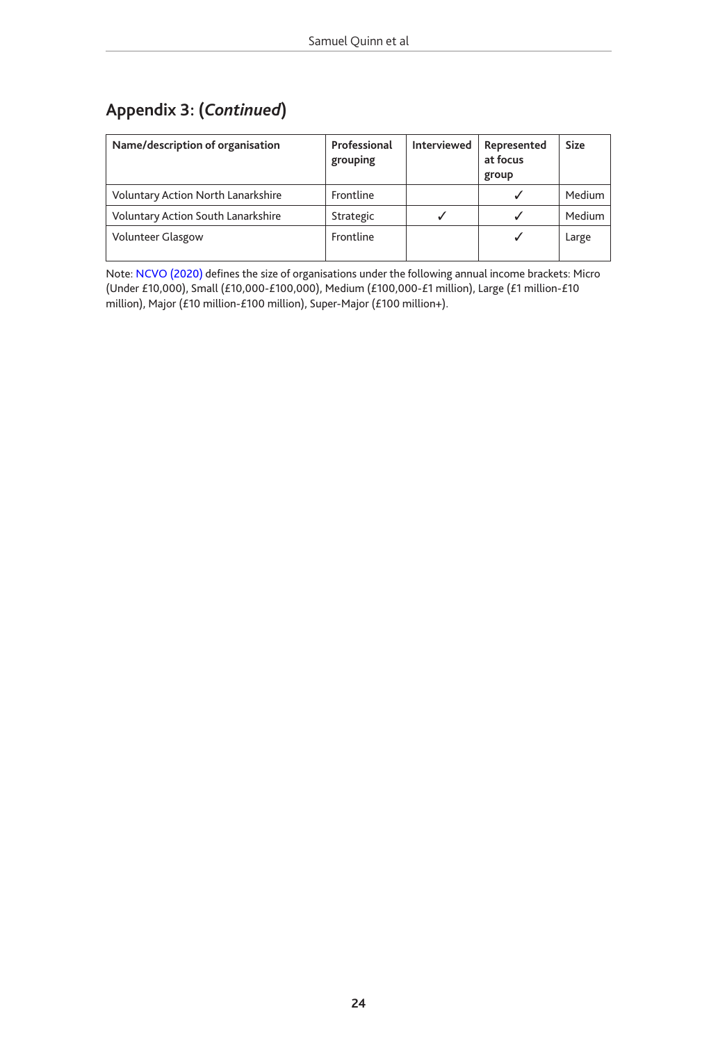## Appendix 3: (*Continued*)

| Name/description of organisation | Professional grouping | Interviewed | Represented at focus group | Size |
|---|---|---|---|---|
| Voluntary Action North Lanarkshire | Frontline | | ✓ | Medium |
| Voluntary Action South Lanarkshire | Strategic | ✓ | ✓ | Medium |
| Volunteer Glasgow | Frontline | | ✓ | Large |

Note: NCVO (2020) defines the size of organisations under the following annual income brackets: Micro (Under £10,000), Small (£10,000-£100,000), Medium (£100,000-£1 million), Large (£1 million-£10 million), Major (£10 million-£100 million), Super-Major (£100 million+).